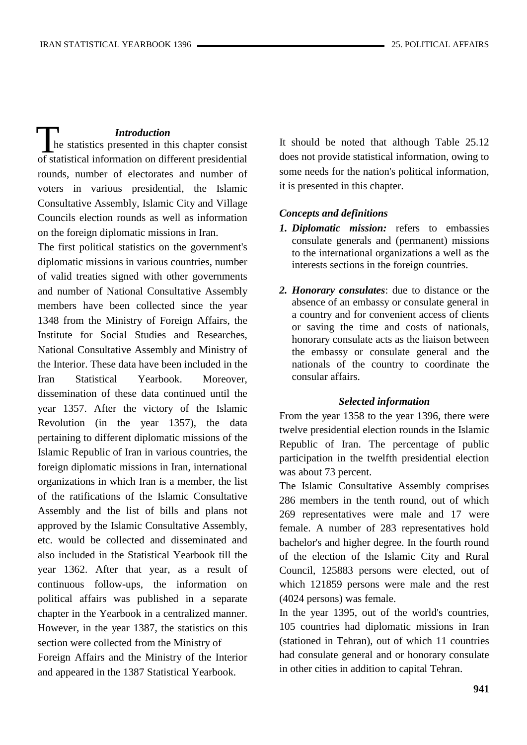## *Introduction*

The statistics presented in this chapter consist of statistical information on different presidential rounds, number of electorates and number of voters in various presidential, the Islamic Consultative Assembly, Islamic City and Village Councils election rounds as well as information on the foreign diplomatic missions in Iran.

The first political statistics on the government's diplomatic missions in various countries, number of valid treaties signed with other governments and number of National Consultative Assembly members have been collected since the year 1348 from the Ministry of Foreign Affairs, the Institute for Social Studies and Researches, National Consultative Assembly and Ministry of the Interior. These data have been included in the Iran Statistical Yearbook. Moreover, dissemination of these data continued until the year 1357. After the victory of the Islamic Revolution (in the year 1357), the data pertaining to different diplomatic missions of the Islamic Republic of Iran in various countries, the foreign diplomatic missions in Iran, international organizations in which Iran is a member, the list of the ratifications of the Islamic Consultative Assembly and the list of bills and plans not approved by the Islamic Consultative Assembly, etc. would be collected and disseminated and also included in the Statistical Yearbook till the year 1362. After that year, as a result of continuous follow-ups, the information on political affairs was published in a separate chapter in the Yearbook in a centralized manner. However, in the year 1387, the statistics on this section were collected from the Ministry of Foreign Affairs and the Ministry of the Interior and appeared in the 1387 Statistical Yearbook.

It should be noted that although Table 25.12 does not provide statistical information, owing to some needs for the nation's political information, it is presented in this chapter.

### *Concepts and definitions*

1. ***Diplomatic mission:*** refers to embassies consulate generals and (permanent) missions to the international organizations a well as the interests sections in the foreign countries.

2. ***Honorary consulates***: due to distance or the absence of an embassy or consulate general in a country and for convenient access of clients or saving the time and costs of nationals, honorary consulate acts as the liaison between the embassy or consulate general and the nationals of the country to coordinate the consular affairs.

### *Selected information*

From the year 1358 to the year 1396, there were twelve presidential election rounds in the Islamic Republic of Iran. The percentage of public participation in the twelfth presidential election was about 73 percent.

The Islamic Consultative Assembly comprises 286 members in the tenth round, out of which 269 representatives were male and 17 were female. A number of 283 representatives hold bachelor's and higher degree. In the fourth round of the election of the Islamic City and Rural Council, 125883 persons were elected, out of which 121859 persons were male and the rest (4024 persons) was female.

In the year 1395, out of the world's countries, 105 countries had diplomatic missions in Iran (stationed in Tehran), out of which 11 countries had consulate general and or honorary consulate in other cities in addition to capital Tehran.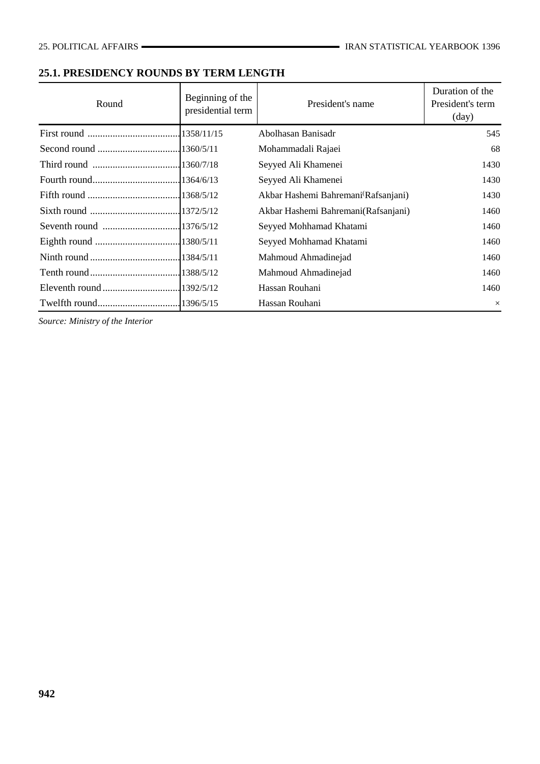## 25.1. PRESIDENCY ROUNDS BY TERM LENGTH

| Round | Beginning of the presidential term | President's name | Duration of the President's term (day) |
|---|---|---|---|
| First round | 1358/11/15 | Abolhasan Banisadr | 545 |
| Second round | 1360/5/11 | Mohammadali Rajaei | 68 |
| Third round | 1360/7/18 | Seyyed Ali Khamenei | 1430 |
| Fourth round | 1364/6/13 | Seyyed Ali Khamenei | 1430 |
| Fifth round | 1368/5/12 | Akbar Hashemi Bahremani(Rafsanjani) | 1430 |
| Sixth round | 1372/5/12 | Akbar Hashemi Bahremani(Rafsanjani) | 1460 |
| Seventh round | 1376/5/12 | Seyyed Mohhamad Khatami | 1460 |
| Eighth round | 1380/5/11 | Seyyed Mohhamad Khatami | 1460 |
| Ninth round | 1384/5/11 | Mahmoud Ahmadinejad | 1460 |
| Tenth round | 1388/5/12 | Mahmoud Ahmadinejad | 1460 |
| Eleventh round | 1392/5/12 | Hassan Rouhani | 1460 |
| Twelfth round | 1396/5/15 | Hassan Rouhani | × |

*Source: Ministry of the Interior*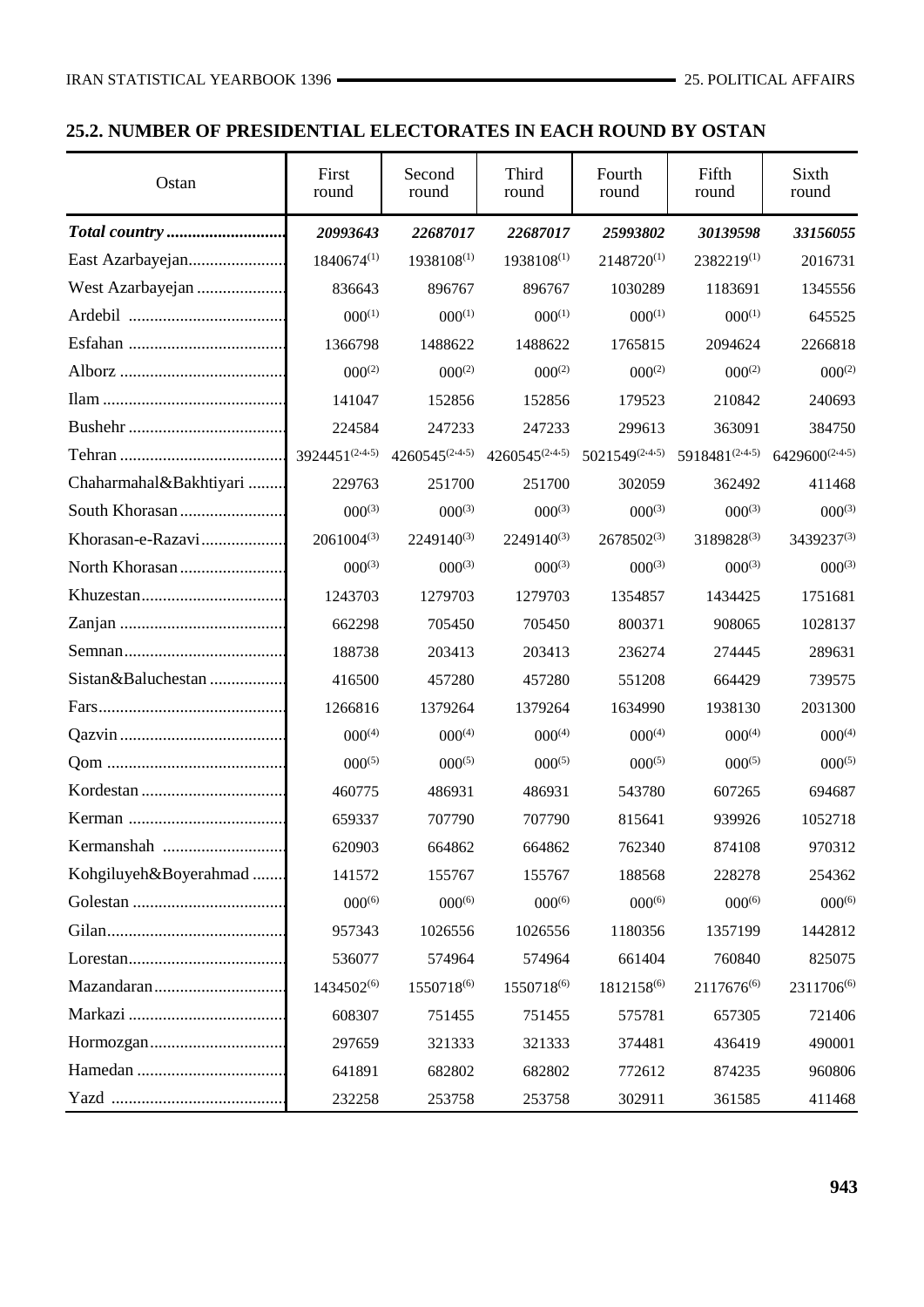## 25.2. NUMBER OF PRESIDENTIAL ELECTORATES IN EACH ROUND BY OSTAN

| Ostan | First round | Second round | Third round | Fourth round | Fifth round | Sixth round |
|---|---|---|---|---|---|---|
| ***Total country*** | ***20993643*** | ***22687017*** | ***22687017*** | ***25993802*** | ***30139598*** | ***33156055*** |
| East Azarbayejan | 1840674(1) | 1938108(1) | 1938108(1) | 2148720(1) | 2382219(1) | 2016731 |
| West Azarbayejan | 836643 | 896767 | 896767 | 1030289 | 1183691 | 1345556 |
| Ardebil | 000(1) | 000(1) | 000(1) | 000(1) | 000(1) | 645525 |
| Esfahan | 1366798 | 1488622 | 1488622 | 1765815 | 2094624 | 2266818 |
| Alborz | 000(2) | 000(2) | 000(2) | 000(2) | 000(2) | 000(2) |
| Ilam | 141047 | 152856 | 152856 | 179523 | 210842 | 240693 |
| Bushehr | 224584 | 247233 | 247233 | 299613 | 363091 | 384750 |
| Tehran | 3924451(2,4,5) | 4260545(2,4,5) | 4260545(2,4,5) | 5021549(2,4,5) | 5918481(2,4,5) | 6429600(2,4,5) |
| Chaharmahal&Bakhtiyari | 229763 | 251700 | 251700 | 302059 | 362492 | 411468 |
| South Khorasan | 000(3) | 000(3) | 000(3) | 000(3) | 000(3) | 000(3) |
| Khorasan-e-Razavi | 2061004(3) | 2249140(3) | 2249140(3) | 2678502(3) | 3189828(3) | 3439237(3) |
| North Khorasan | 000(3) | 000(3) | 000(3) | 000(3) | 000(3) | 000(3) |
| Khuzestan | 1243703 | 1279703 | 1279703 | 1354857 | 1434425 | 1751681 |
| Zanjan | 662298 | 705450 | 705450 | 800371 | 908065 | 1028137 |
| Semnan | 188738 | 203413 | 203413 | 236274 | 274445 | 289631 |
| Sistan&Baluchestan | 416500 | 457280 | 457280 | 551208 | 664429 | 739575 |
| Fars | 1266816 | 1379264 | 1379264 | 1634990 | 1938130 | 2031300 |
| Qazvin | 000(4) | 000(4) | 000(4) | 000(4) | 000(4) | 000(4) |
| Qom | 000(5) | 000(5) | 000(5) | 000(5) | 000(5) | 000(5) |
| Kordestan | 460775 | 486931 | 486931 | 543780 | 607265 | 694687 |
| Kerman | 659337 | 707790 | 707790 | 815641 | 939926 | 1052718 |
| Kermanshah | 620903 | 664862 | 664862 | 762340 | 874108 | 970312 |
| Kohgiluyeh&Boyerahmad | 141572 | 155767 | 155767 | 188568 | 228278 | 254362 |
| Golestan | 000(6) | 000(6) | 000(6) | 000(6) | 000(6) | 000(6) |
| Gilan | 957343 | 1026556 | 1026556 | 1180356 | 1357199 | 1442812 |
| Lorestan | 536077 | 574964 | 574964 | 661404 | 760840 | 825075 |
| Mazandaran | 1434502(6) | 1550718(6) | 1550718(6) | 1812158(6) | 2117676(6) | 2311706(6) |
| Markazi | 608307 | 751455 | 751455 | 575781 | 657305 | 721406 |
| Hormozgan | 297659 | 321333 | 321333 | 374481 | 436419 | 490001 |
| Hamedan | 641891 | 682802 | 682802 | 772612 | 874235 | 960806 |
| Yazd | 232258 | 253758 | 253758 | 302911 | 361585 | 411468 |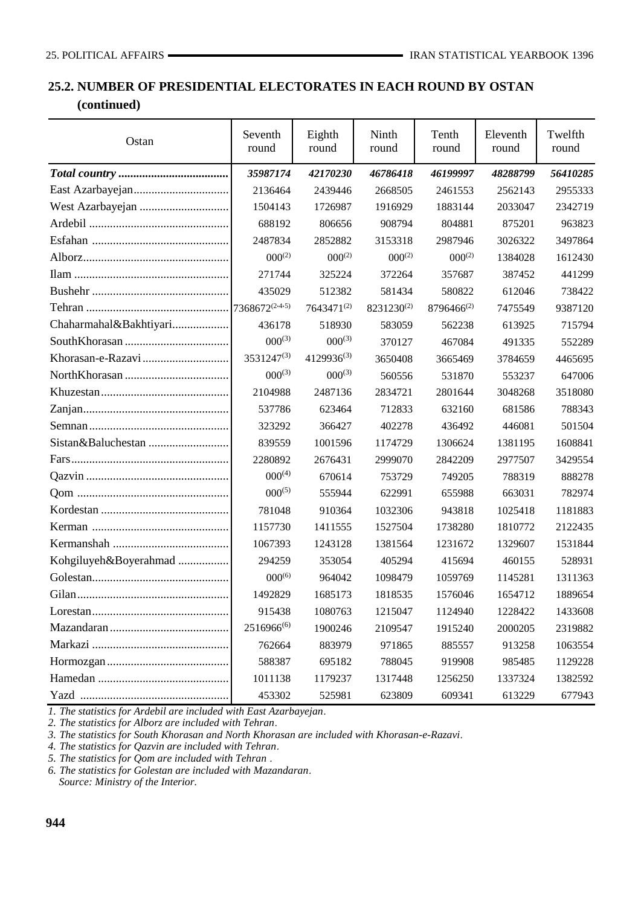## 25.2. NUMBER OF PRESIDENTIAL ELECTORATES IN EACH ROUND BY OSTAN (continued)

| Ostan | Seventh round | Eighth round | Ninth round | Tenth round | Eleventh round | Twelfth round |
|---|---|---|---|---|---|---|
| ***Total country*** | ***35987174*** | ***42170230*** | ***46786418*** | ***46199997*** | ***48288799*** | ***56410285*** |
| East Azarbayejan | 2136464 | 2439446 | 2668505 | 2461553 | 2562143 | 2955333 |
| West Azarbayejan | 1504143 | 1726987 | 1916929 | 1883144 | 2033047 | 2342719 |
| Ardebil | 688192 | 806656 | 908794 | 804881 | 875201 | 963823 |
| Esfahan | 2487834 | 2852882 | 3153318 | 2987946 | 3026322 | 3497864 |
| Alborz | 000(2) | 000(2) | 000(2) | 000(2) | 1384028 | 1612430 |
| Ilam | 271744 | 325224 | 372264 | 357687 | 387452 | 441299 |
| Bushehr | 435029 | 512382 | 581434 | 580822 | 612046 | 738422 |
| Tehran | 7368672(2,4,5) | 7643471(2) | 8231230(2) | 8796466(2) | 7475549 | 9387120 |
| Chaharmahal&Bakhtiyari | 436178 | 518930 | 583059 | 562238 | 613925 | 715794 |
| SouthKhorasan | 000(3) | 000(3) | 370127 | 467084 | 491335 | 552289 |
| Khorasan-e-Razavi | 3531247(3) | 4129936(3) | 3650408 | 3665469 | 3784659 | 4465695 |
| NorthKhorasan | 000(3) | 000(3) | 560556 | 531870 | 553237 | 647006 |
| Khuzestan | 2104988 | 2487136 | 2834721 | 2801644 | 3048268 | 3518080 |
| Zanjan | 537786 | 623464 | 712833 | 632160 | 681586 | 788343 |
| Semnan | 323292 | 366427 | 402278 | 436492 | 446081 | 501504 |
| Sistan&Baluchestan | 839559 | 1001596 | 1174729 | 1306624 | 1381195 | 1608841 |
| Fars | 2280892 | 2676431 | 2999070 | 2842209 | 2977507 | 3429554 |
| Qazvin | 000(4) | 670614 | 753729 | 749205 | 788319 | 888278 |
| Qom | 000(5) | 555944 | 622991 | 655988 | 663031 | 782974 |
| Kordestan | 781048 | 910364 | 1032306 | 943818 | 1025418 | 1181883 |
| Kerman | 1157730 | 1411555 | 1527504 | 1738280 | 1810772 | 2122435 |
| Kermanshah | 1067393 | 1243128 | 1381564 | 1231672 | 1329607 | 1531844 |
| Kohgiluyeh&Boyerahmad | 294259 | 353054 | 405294 | 415694 | 460155 | 528931 |
| Golestan | 000(6) | 964042 | 1098479 | 1059769 | 1145281 | 1311363 |
| Gilan | 1492829 | 1685173 | 1818535 | 1576046 | 1654712 | 1889654 |
| Lorestan | 915438 | 1080763 | 1215047 | 1124940 | 1228422 | 1433608 |
| Mazandaran | 2516966(6) | 1900246 | 2109547 | 1915240 | 2000205 | 2319882 |
| Markazi | 762664 | 883979 | 971865 | 885557 | 913258 | 1063554 |
| Hormozgan | 588387 | 695182 | 788045 | 919908 | 985485 | 1129228 |
| Hamedan | 1011138 | 1179237 | 1317448 | 1256250 | 1337324 | 1382592 |
| Yazd | 453302 | 525981 | 623809 | 609341 | 613229 | 677943 |

*1. The statistics for Ardebil are included with East Azarbayejan.*
*2. The statistics for Alborz are included with Tehran.*
*3. The statistics for South Khorasan and North Khorasan are included with Khorasan-e-Razavi.*
*4. The statistics for Qazvin are included with Tehran.*
*5. The statistics for Qom are included with Tehran .*
*6. The statistics for Golestan are included with Mazandaran.*
*Source: Ministry of the Interior.*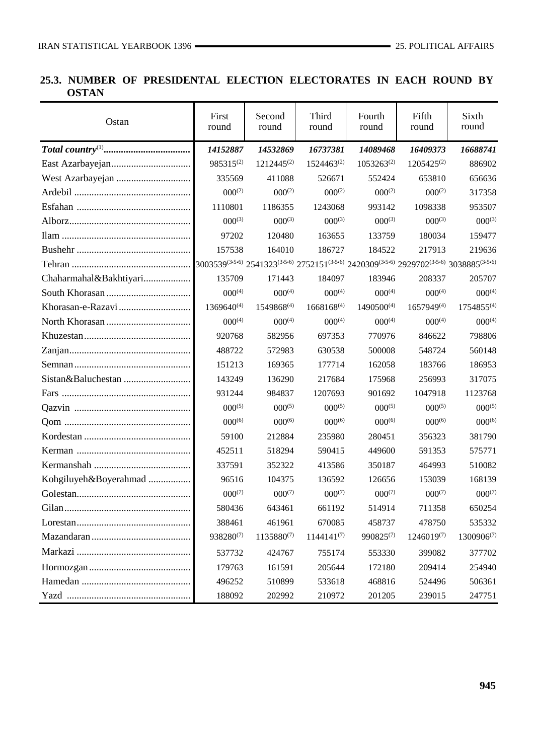## 25.3. NUMBER OF PRESIDENTAL ELECTION ELECTORATES IN EACH ROUND BY OSTAN

| Ostan | First round | Second round | Third round | Fourth round | Fifth round | Sixth round |
|---|---|---|---|---|---|---|
| ***Total country*[1]** | ***14152887*** | ***14532869*** | ***16737381*** | ***14089468*** | ***16409373*** | ***16688741*** |
| East Azarbayejan | 985315[2] | 1212445[2] | 1524463[2] | 1053263[2] | 1205425[2] | 886902 |
| West Azarbayejan | 335569 | 411088 | 526671 | 552424 | 653810 | 656636 |
| Ardebil | 000[2] | 000[2] | 000[2] | 000[2] | 000[2] | 317358 |
| Esfahan | 1110801 | 1186355 | 1243068 | 993142 | 1098338 | 953507 |
| Alborz | 000[3] | 000[3] | 000[3] | 000[3] | 000[3] | 000[3] |
| Ilam | 97202 | 120480 | 163655 | 133759 | 180034 | 159477 |
| Bushehr | 157538 | 164010 | 186727 | 184522 | 217913 | 219636 |
| Tehran | 3003539[3,5,6] | 2541323[3,5,6] | 2752151[3,5,6] | 2420309[3,5,6] | 2929702[3,5,6] | 3038885[3,5,6] |
| Chaharmahal&Bakhtiyari | 135709 | 171443 | 184097 | 183946 | 208337 | 205707 |
| South Khorasan | 000[4] | 000[4] | 000[4] | 000[4] | 000[4] | 000[4] |
| Khorasan-e-Razavi | 1369640[4] | 1549868[4] | 1668168[4] | 1490500[4] | 1657949[4] | 1754855[4] |
| North Khorasan | 000[4] | 000[4] | 000[4] | 000[4] | 000[4] | 000[4] |
| Khuzestan | 920768 | 582956 | 697353 | 770976 | 846622 | 798806 |
| Zanjan | 488722 | 572983 | 630538 | 500008 | 548724 | 560148 |
| Semnan | 151213 | 169365 | 177714 | 162058 | 183766 | 186953 |
| Sistan&Baluchestan | 143249 | 136290 | 217684 | 175968 | 256993 | 317075 |
| Fars | 931244 | 984837 | 1207693 | 901692 | 1047918 | 1123768 |
| Qazvin | 000[5] | 000[5] | 000[5] | 000[5] | 000[5] | 000[5] |
| Qom | 000[6] | 000[6] | 000[6] | 000[6] | 000[6] | 000[6] |
| Kordestan | 59100 | 212884 | 235980 | 280451 | 356323 | 381790 |
| Kerman | 452511 | 518294 | 590415 | 449600 | 591353 | 575771 |
| Kermanshah | 337591 | 352322 | 413586 | 350187 | 464993 | 510082 |
| Kohgiluyeh&Boyerahmad | 96516 | 104375 | 136592 | 126656 | 153039 | 168139 |
| Golestan | 000[7] | 000[7] | 000[7] | 000[7] | 000[7] | 000[7] |
| Gilan | 580436 | 643461 | 661192 | 514914 | 711358 | 650254 |
| Lorestan | 388461 | 461961 | 670085 | 458737 | 478750 | 535332 |
| Mazandaran | 938280[7] | 1135880[7] | 1144141[7] | 990825[7] | 1246019[7] | 1300906[7] |
| Markazi | 537732 | 424767 | 755174 | 553330 | 399082 | 377702 |
| Hormozgan | 179763 | 161591 | 205644 | 172180 | 209414 | 254940 |
| Hamedan | 496252 | 510899 | 533618 | 468816 | 524496 | 506361 |
| Yazd | 188092 | 202992 | 210972 | 201205 | 239015 | 247751 |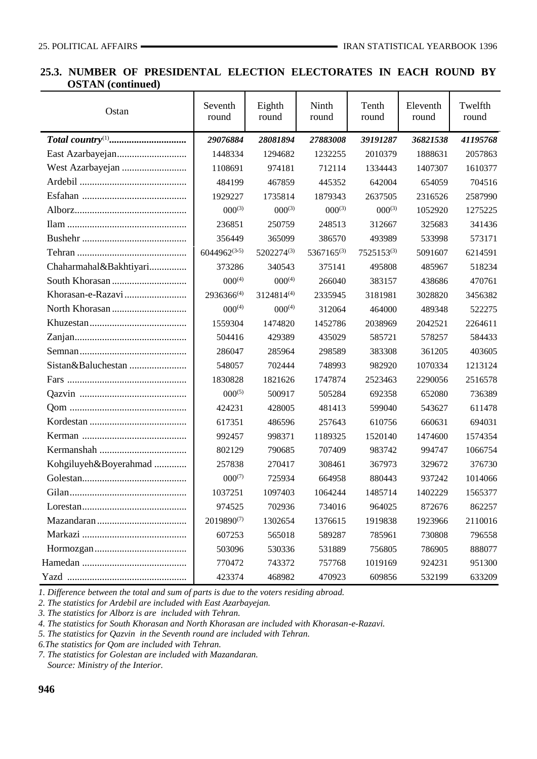## 25.3. NUMBER OF PRESIDENTAL ELECTION ELECTORATES IN EACH ROUND BY OSTAN (continued)

| Ostan | Seventh round | Eighth round | Ninth round | Tenth round | Eleventh round | Twelfth round |
|---|---|---|---|---|---|---|
| ***Total country*[1]** | ***29076884*** | ***28081894*** | ***27883008*** | ***39191287*** | ***36821538*** | ***41195768*** |
| East Azarbayejan | 1448334 | 1294682 | 1232255 | 2010379 | 1888631 | 2057863 |
| West Azarbayejan | 1108691 | 974181 | 712114 | 1334443 | 1407307 | 1610377 |
| Ardebil | 484199 | 467859 | 445352 | 642004 | 654059 | 704516 |
| Esfahan | 1929227 | 1735814 | 1879343 | 2637505 | 2316526 | 2587990 |
| Alborz | 000[3] | 000[3] | 000[3] | 000[3] | 1052920 | 1275225 |
| Ilam | 236851 | 250759 | 248513 | 312667 | 325683 | 341436 |
| Bushehr | 356449 | 365099 | 386570 | 493989 | 533998 | 573171 |
| Tehran | 6044962[3-5] | 5202274[3] | 5367165[3] | 7525153[3] | 5091607 | 6214591 |
| Chaharmahal&Bakhtiyari | 373286 | 340543 | 375141 | 495808 | 485967 | 518234 |
| South Khorasan | 000[4] | 000[4] | 266040 | 383157 | 438686 | 470761 |
| Khorasan-e-Razavi | 2936366[4] | 3124814[4] | 2335945 | 3181981 | 3028820 | 3456382 |
| North Khorasan | 000[4] | 000[4] | 312064 | 464000 | 489348 | 522275 |
| Khuzestan | 1559304 | 1474820 | 1452786 | 2038969 | 2042521 | 2264611 |
| Zanjan | 504416 | 429389 | 435029 | 585721 | 578257 | 584433 |
| Semnan | 286047 | 285964 | 298589 | 383308 | 361205 | 403605 |
| Sistan&Baluchestan | 548057 | 702444 | 748993 | 982920 | 1070334 | 1213124 |
| Fars | 1830828 | 1821626 | 1747874 | 2523463 | 2290056 | 2516578 |
| Qazvin | 000[5] | 500917 | 505284 | 692358 | 652080 | 736389 |
| Qom | 424231 | 428005 | 481413 | 599040 | 543627 | 611478 |
| Kordestan | 617351 | 486596 | 257643 | 610756 | 660631 | 694031 |
| Kerman | 992457 | 998371 | 1189325 | 1520140 | 1474600 | 1574354 |
| Kermanshah | 802129 | 790685 | 707409 | 983742 | 994747 | 1066754 |
| Kohgiluyeh&Boyerahmad | 257838 | 270417 | 308461 | 367973 | 329672 | 376730 |
| Golestan | 000[7] | 725934 | 664958 | 880443 | 937242 | 1014066 |
| Gilan | 1037251 | 1097403 | 1064244 | 1485714 | 1402229 | 1565377 |
| Lorestan | 974525 | 702936 | 734016 | 964025 | 872676 | 862257 |
| Mazandaran | 2019890[7] | 1302654 | 1376615 | 1919838 | 1923966 | 2110016 |
| Markazi | 607253 | 565018 | 589287 | 785961 | 730808 | 796558 |
| Hormozgan | 503096 | 530336 | 531889 | 756805 | 786905 | 888077 |
| Hamedan | 770472 | 743372 | 757768 | 1019169 | 924231 | 951300 |
| Yazd | 423374 | 468982 | 470923 | 609856 | 532199 | 633209 |

*1. Difference between the total and sum of parts is due to the voters residing abroad.*

*2. The statistics for Ardebil are included with East Azarbayejan.*

*3. The statistics for Alborz is are included with Tehran.*

*4. The statistics for South Khorasan and North Khorasan are included with Khorasan-e-Razavi.*

*5. The statistics for Qazvin in the Seventh round are included with Tehran.*

*6.The statistics for Qom are included with Tehran.*

*7. The statistics for Golestan are included with Mazandaran.*

*Source: Ministry of the Interior.*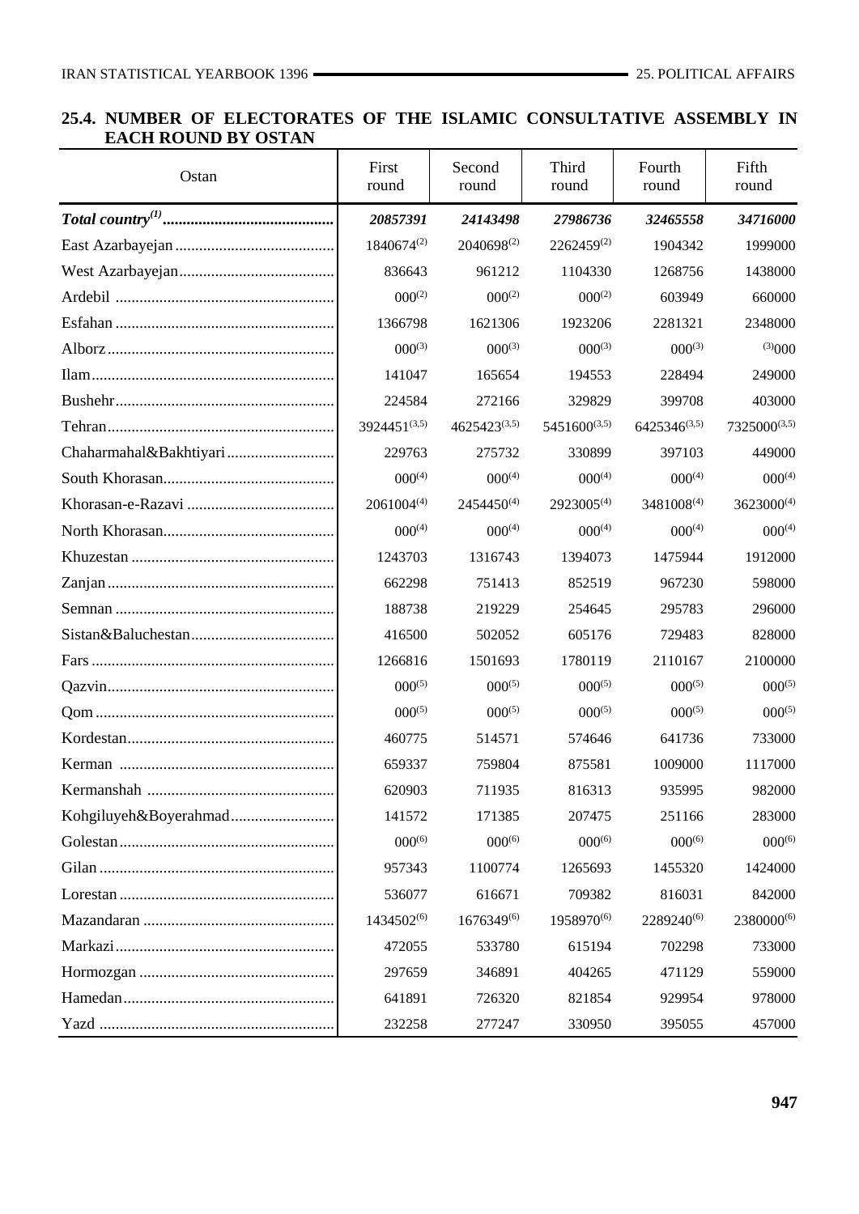## 25.4. NUMBER OF ELECTORATES OF THE ISLAMIC CONSULTATIVE ASSEMBLY IN EACH ROUND BY OSTAN

| Ostan | First round | Second round | Third round | Fourth round | Fifth round |
|---|---|---|---|---|---|
| ***Total country*[1]** | ***20857391*** | ***24143498*** | ***27986736*** | ***32465558*** | ***34716000*** |
| East Azarbayejan | 1840674[2] | 2040698[2] | 2262459[2] | 1904342 | 1999000 |
| West Azarbayejan | 836643 | 961212 | 1104330 | 1268756 | 1438000 |
| Ardebil | 000[2] | 000[2] | 000[2] | 603949 | 660000 |
| Esfahan | 1366798 | 1621306 | 1923206 | 2281321 | 2348000 |
| Alborz | 000[3] | 000[3] | 000[3] | 000[3] | [3]000 |
| Ilam | 141047 | 165654 | 194553 | 228494 | 249000 |
| Bushehr | 224584 | 272166 | 329829 | 399708 | 403000 |
| Tehran | 3924451[3,5] | 4625423[3,5] | 5451600[3,5] | 6425346[3,5] | 7325000[3,5] |
| Chaharmahal&Bakhtiyari | 229763 | 275732 | 330899 | 397103 | 449000 |
| South Khorasan | 000[4] | 000[4] | 000[4] | 000[4] | 000[4] |
| Khorasan-e-Razavi | 2061004[4] | 2454450[4] | 2923005[4] | 3481008[4] | 3623000[4] |
| North Khorasan | 000[4] | 000[4] | 000[4] | 000[4] | 000[4] |
| Khuzestan | 1243703 | 1316743 | 1394073 | 1475944 | 1912000 |
| Zanjan | 662298 | 751413 | 852519 | 967230 | 598000 |
| Semnan | 188738 | 219229 | 254645 | 295783 | 296000 |
| Sistan&Baluchestan | 416500 | 502052 | 605176 | 729483 | 828000 |
| Fars | 1266816 | 1501693 | 1780119 | 2110167 | 2100000 |
| Qazvin | 000[5] | 000[5] | 000[5] | 000[5] | 000[5] |
| Qom | 000[5] | 000[5] | 000[5] | 000[5] | 000[5] |
| Kordestan | 460775 | 514571 | 574646 | 641736 | 733000 |
| Kerman | 659337 | 759804 | 875581 | 1009000 | 1117000 |
| Kermanshah | 620903 | 711935 | 816313 | 935995 | 982000 |
| Kohgiluyeh&Boyerahmad | 141572 | 171385 | 207475 | 251166 | 283000 |
| Golestan | 000[6] | 000[6] | 000[6] | 000[6] | 000[6] |
| Gilan | 957343 | 1100774 | 1265693 | 1455320 | 1424000 |
| Lorestan | 536077 | 616671 | 709382 | 816031 | 842000 |
| Mazandaran | 1434502[6] | 1676349[6] | 1958970[6] | 2289240[6] | 2380000[6] |
| Markazi | 472055 | 533780 | 615194 | 702298 | 733000 |
| Hormozgan | 297659 | 346891 | 404265 | 471129 | 559000 |
| Hamedan | 641891 | 726320 | 821854 | 929954 | 978000 |
| Yazd | 232258 | 277247 | 330950 | 395055 | 457000 |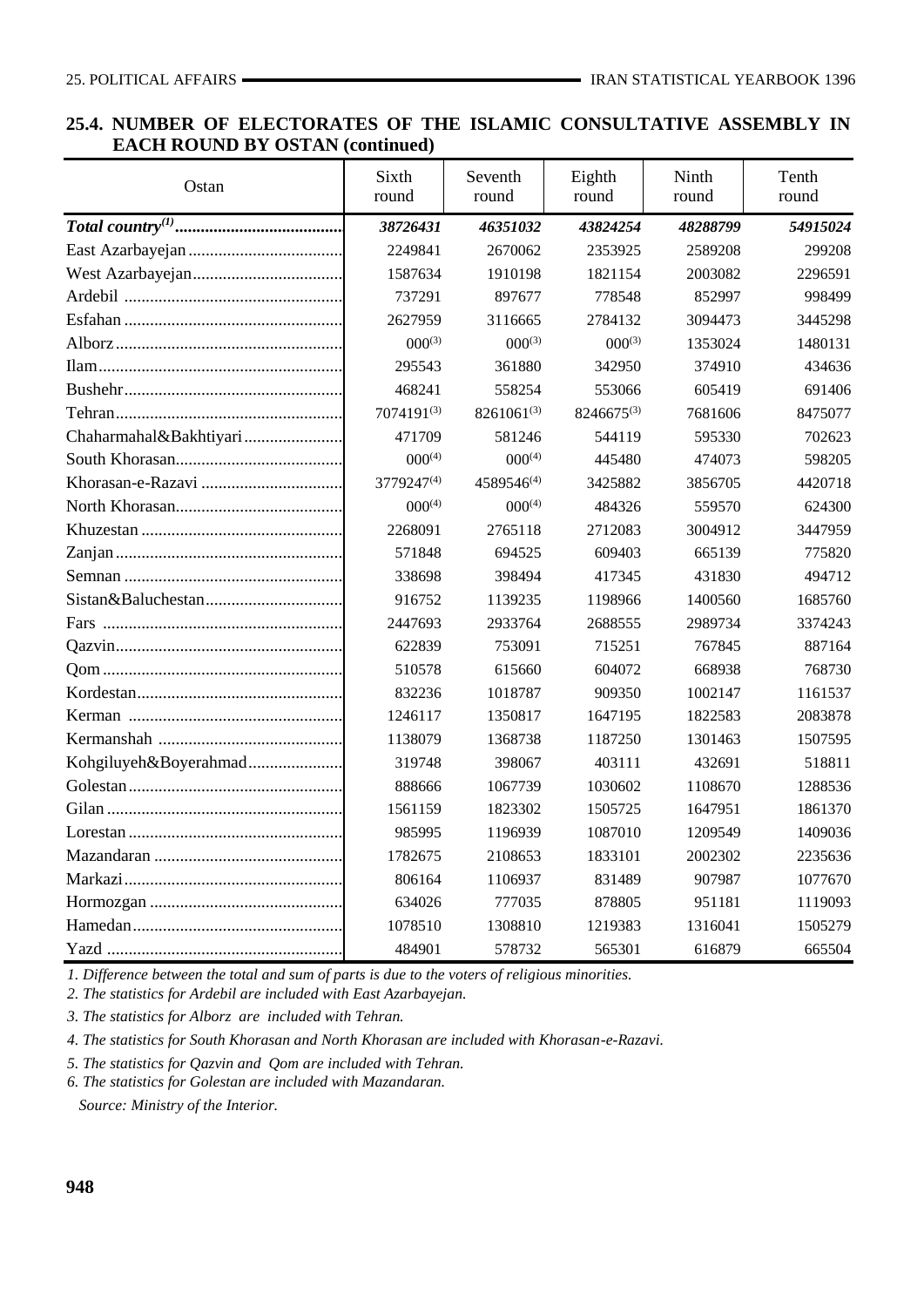## 25.4. NUMBER OF ELECTORATES OF THE ISLAMIC CONSULTATIVE ASSEMBLY IN EACH ROUND BY OSTAN (continued)

| Ostan | Sixth round | Seventh round | Eighth round | Ninth round | Tenth round |
|---|---|---|---|---|---|
| ***Total country***[(1)] | ***38726431*** | ***46351032*** | ***43824254*** | ***48288799*** | ***54915024*** |
| East Azarbayejan | 2249841 | 2670062 | 2353925 | 2589208 | 299208 |
| West Azarbayejan | 1587634 | 1910198 | 1821154 | 2003082 | 2296591 |
| Ardebil | 737291 | 897677 | 778548 | 852997 | 998499 |
| Esfahan | 2627959 | 3116665 | 2784132 | 3094473 | 3445298 |
| Alborz | 000[(3)] | 000[(3)] | 000[(3)] | 1353024 | 1480131 |
| Ilam | 295543 | 361880 | 342950 | 374910 | 434636 |
| Bushehr | 468241 | 558254 | 553066 | 605419 | 691406 |
| Tehran | 7074191[(3)] | 8261061[(3)] | 8246675[(3)] | 7681606 | 8475077 |
| Chaharmahal&Bakhtiyari | 471709 | 581246 | 544119 | 595330 | 702623 |
| South Khorasan | 000[(4)] | 000[(4)] | 445480 | 474073 | 598205 |
| Khorasan-e-Razavi | 3779247[(4)] | 4589546[(4)] | 3425882 | 3856705 | 4420718 |
| North Khorasan | 000[(4)] | 000[(4)] | 484326 | 559570 | 624300 |
| Khuzestan | 2268091 | 2765118 | 2712083 | 3004912 | 3447959 |
| Zanjan | 571848 | 694525 | 609403 | 665139 | 775820 |
| Semnan | 338698 | 398494 | 417345 | 431830 | 494712 |
| Sistan&Baluchestan | 916752 | 1139235 | 1198966 | 1400560 | 1685760 |
| Fars | 2447693 | 2933764 | 2688555 | 2989734 | 3374243 |
| Qazvin | 622839 | 753091 | 715251 | 767845 | 887164 |
| Qom | 510578 | 615660 | 604072 | 668938 | 768730 |
| Kordestan | 832236 | 1018787 | 909350 | 1002147 | 1161537 |
| Kerman | 1246117 | 1350817 | 1647195 | 1822583 | 2083878 |
| Kermanshah | 1138079 | 1368738 | 1187250 | 1301463 | 1507595 |
| Kohgiluyeh&Boyerahmad | 319748 | 398067 | 403111 | 432691 | 518811 |
| Golestan | 888666 | 1067739 | 1030602 | 1108670 | 1288536 |
| Gilan | 1561159 | 1823302 | 1505725 | 1647951 | 1861370 |
| Lorestan | 985995 | 1196939 | 1087010 | 1209549 | 1409036 |
| Mazandaran | 1782675 | 2108653 | 1833101 | 2002302 | 2235636 |
| Markazi | 806164 | 1106937 | 831489 | 907987 | 1077670 |
| Hormozgan | 634026 | 777035 | 878805 | 951181 | 1119093 |
| Hamedan | 1078510 | 1308810 | 1219383 | 1316041 | 1505279 |
| Yazd | 484901 | 578732 | 565301 | 616879 | 665504 |

*1. Difference between the total and sum of parts is due to the voters of religious minorities.*

*2. The statistics for Ardebil are included with East Azarbayejan.*

*3. The statistics for Alborz are included with Tehran.*

*4. The statistics for South Khorasan and North Khorasan are included with Khorasan-e-Razavi.*

*5. The statistics for Qazvin and Qom are included with Tehran.*

*6. The statistics for Golestan are included with Mazandaran.*

*Source: Ministry of the Interior.*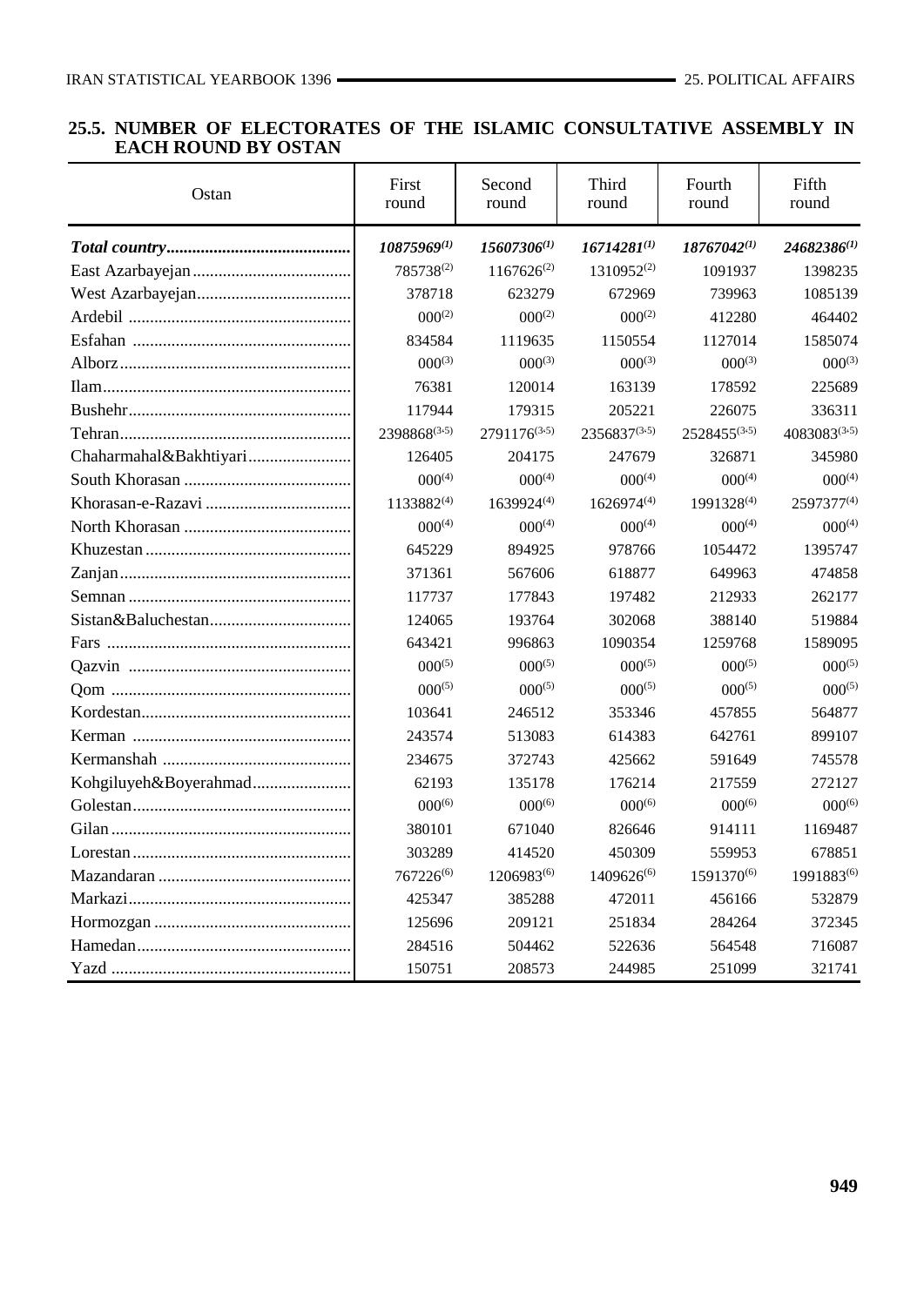## 25.5. NUMBER OF ELECTORATES OF THE ISLAMIC CONSULTATIVE ASSEMBLY IN EACH ROUND BY OSTAN

| Ostan | First round | Second round | Third round | Fourth round | Fifth round |
|---|---|---|---|---|---|
| ***Total country*** | ***10875969(1)*** | ***15607306(1)*** | ***16714281(1)*** | ***18767042(1)*** | ***24682386(1)*** |
| East Azarbayejan | 785738(2) | 1167626(2) | 1310952(2) | 1091937 | 1398235 |
| West Azarbayejan | 378718 | 623279 | 672969 | 739963 | 1085139 |
| Ardebil | 000(2) | 000(2) | 000(2) | 412280 | 464402 |
| Esfahan | 834584 | 1119635 | 1150554 | 1127014 | 1585074 |
| Alborz | 000(3) | 000(3) | 000(3) | 000(3) | 000(3) |
| Ilam | 76381 | 120014 | 163139 | 178592 | 225689 |
| Bushehr | 117944 | 179315 | 205221 | 226075 | 336311 |
| Tehran | 2398868(3-5) | 2791176(3-5) | 2356837(3-5) | 2528455(3-5) | 4083083(3-5) |
| Chaharmahal&Bakhtiyari | 126405 | 204175 | 247679 | 326871 | 345980 |
| South Khorasan | 000(4) | 000(4) | 000(4) | 000(4) | 000(4) |
| Khorasan-e-Razavi | 1133882(4) | 1639924(4) | 1626974(4) | 1991328(4) | 2597377(4) |
| North Khorasan | 000(4) | 000(4) | 000(4) | 000(4) | 000(4) |
| Khuzestan | 645229 | 894925 | 978766 | 1054472 | 1395747 |
| Zanjan | 371361 | 567606 | 618877 | 649963 | 474858 |
| Semnan | 117737 | 177843 | 197482 | 212933 | 262177 |
| Sistan&Baluchestan | 124065 | 193764 | 302068 | 388140 | 519884 |
| Fars | 643421 | 996863 | 1090354 | 1259768 | 1589095 |
| Qazvin | 000(5) | 000(5) | 000(5) | 000(5) | 000(5) |
| Qom | 000(5) | 000(5) | 000(5) | 000(5) | 000(5) |
| Kordestan | 103641 | 246512 | 353346 | 457855 | 564877 |
| Kerman | 243574 | 513083 | 614383 | 642761 | 899107 |
| Kermanshah | 234675 | 372743 | 425662 | 591649 | 745578 |
| Kohgiluyeh&Boyerahmad | 62193 | 135178 | 176214 | 217559 | 272127 |
| Golestan | 000(6) | 000(6) | 000(6) | 000(6) | 000(6) |
| Gilan | 380101 | 671040 | 826646 | 914111 | 1169487 |
| Lorestan | 303289 | 414520 | 450309 | 559953 | 678851 |
| Mazandaran | 767226(6) | 1206983(6) | 1409626(6) | 1591370(6) | 1991883(6) |
| Markazi | 425347 | 385288 | 472011 | 456166 | 532879 |
| Hormozgan | 125696 | 209121 | 251834 | 284264 | 372345 |
| Hamedan | 284516 | 504462 | 522636 | 564548 | 716087 |
| Yazd | 150751 | 208573 | 244985 | 251099 | 321741 |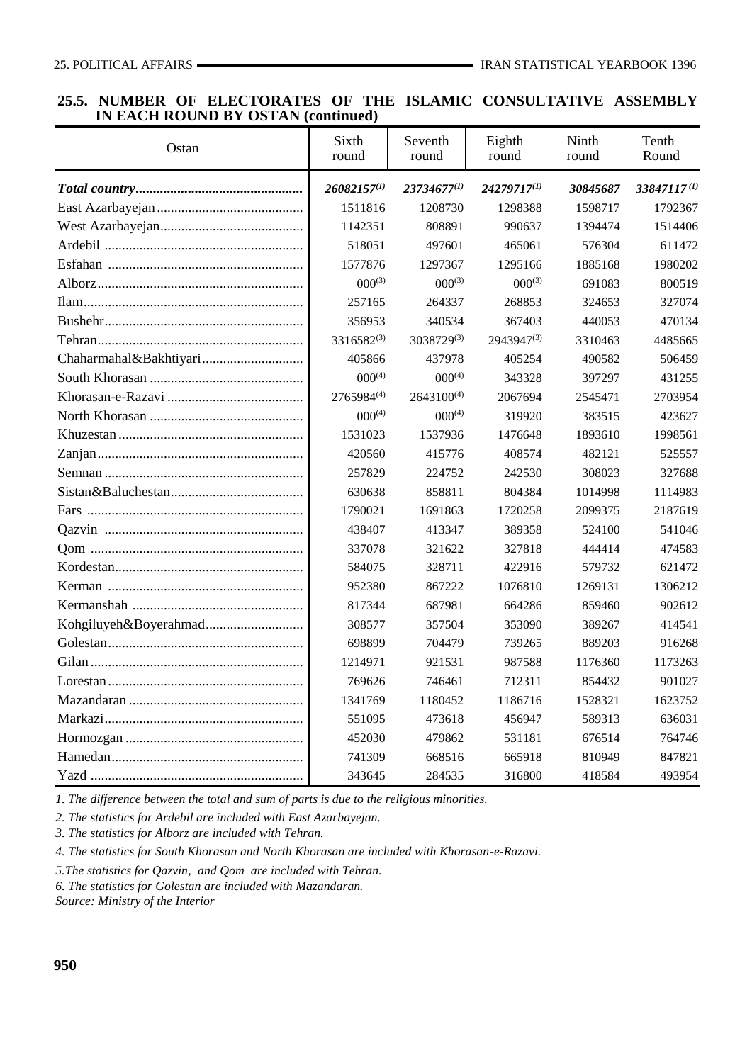## 25.5. NUMBER OF ELECTORATES OF THE ISLAMIC CONSULTATIVE ASSEMBLY IN EACH ROUND BY OSTAN (continued)

| Ostan | Sixth round | Seventh round | Eighth round | Ninth round | Tenth Round |
|---|---|---|---|---|---|
| ***Total country*** | ***26082157[1]*** | ***23734677[1]*** | ***24279717[1]*** | ***30845687*** | ***33847117[1]*** |
| East Azarbayejan | 1511816 | 1208730 | 1298388 | 1598717 | 1792367 |
| West Azarbayejan | 1142351 | 808891 | 990637 | 1394474 | 1514406 |
| Ardebil | 518051 | 497601 | 465061 | 576304 | 611472 |
| Esfahan | 1577876 | 1297367 | 1295166 | 1885168 | 1980202 |
| Alborz | 000[3] | 000[3] | 000[3] | 691083 | 800519 |
| Ilam | 257165 | 264337 | 268853 | 324653 | 327074 |
| Bushehr | 356953 | 340534 | 367403 | 440053 | 470134 |
| Tehran | 3316582[3] | 3038729[3] | 2943947[3] | 3310463 | 4485665 |
| Chaharmahal&Bakhtiyari | 405866 | 437978 | 405254 | 490582 | 506459 |
| South Khorasan | 000[4] | 000[4] | 343328 | 397297 | 431255 |
| Khorasan-e-Razavi | 2765984[4] | 2643100[4] | 2067694 | 2545471 | 2703954 |
| North Khorasan | 000[4] | 000[4] | 319920 | 383515 | 423627 |
| Khuzestan | 1531023 | 1537936 | 1476648 | 1893610 | 1998561 |
| Zanjan | 420560 | 415776 | 408574 | 482121 | 525557 |
| Semnan | 257829 | 224752 | 242530 | 308023 | 327688 |
| Sistan&Baluchestan | 630638 | 858811 | 804384 | 1014998 | 1114983 |
| Fars | 1790021 | 1691863 | 1720258 | 2099375 | 2187619 |
| Qazvin | 438407 | 413347 | 389358 | 524100 | 541046 |
| Qom | 337078 | 321622 | 327818 | 444414 | 474583 |
| Kordestan | 584075 | 328711 | 422916 | 579732 | 621472 |
| Kerman | 952380 | 867222 | 1076810 | 1269131 | 1306212 |
| Kermanshah | 817344 | 687981 | 664286 | 859460 | 902612 |
| Kohgiluyeh&Boyerahmad | 308577 | 357504 | 353090 | 389267 | 414541 |
| Golestan | 698899 | 704479 | 739265 | 889203 | 916268 |
| Gilan | 1214971 | 921531 | 987588 | 1176360 | 1173263 |
| Lorestan | 769626 | 746461 | 712311 | 854432 | 901027 |
| Mazandaran | 1341769 | 1180452 | 1186716 | 1528321 | 1623752 |
| Markazi | 551095 | 473618 | 456947 | 589313 | 636031 |
| Hormozgan | 452030 | 479862 | 531181 | 676514 | 764746 |
| Hamedan | 741309 | 668516 | 665918 | 810949 | 847821 |
| Yazd | 343645 | 284535 | 316800 | 418584 | 493954 |

*1. The difference between the total and sum of parts is due to the religious minorities.*

*2. The statistics for Ardebil are included with East Azarbayejan.*

*3. The statistics for Alborz are included with Tehran.*

*4. The statistics for South Khorasan and North Khorasan are included with Khorasan-e-Razavi.*

*5.The statistics for Qazvin, and Qom are included with Tehran.*

*6. The statistics for Golestan are included with Mazandaran.*

*Source: Ministry of the Interior*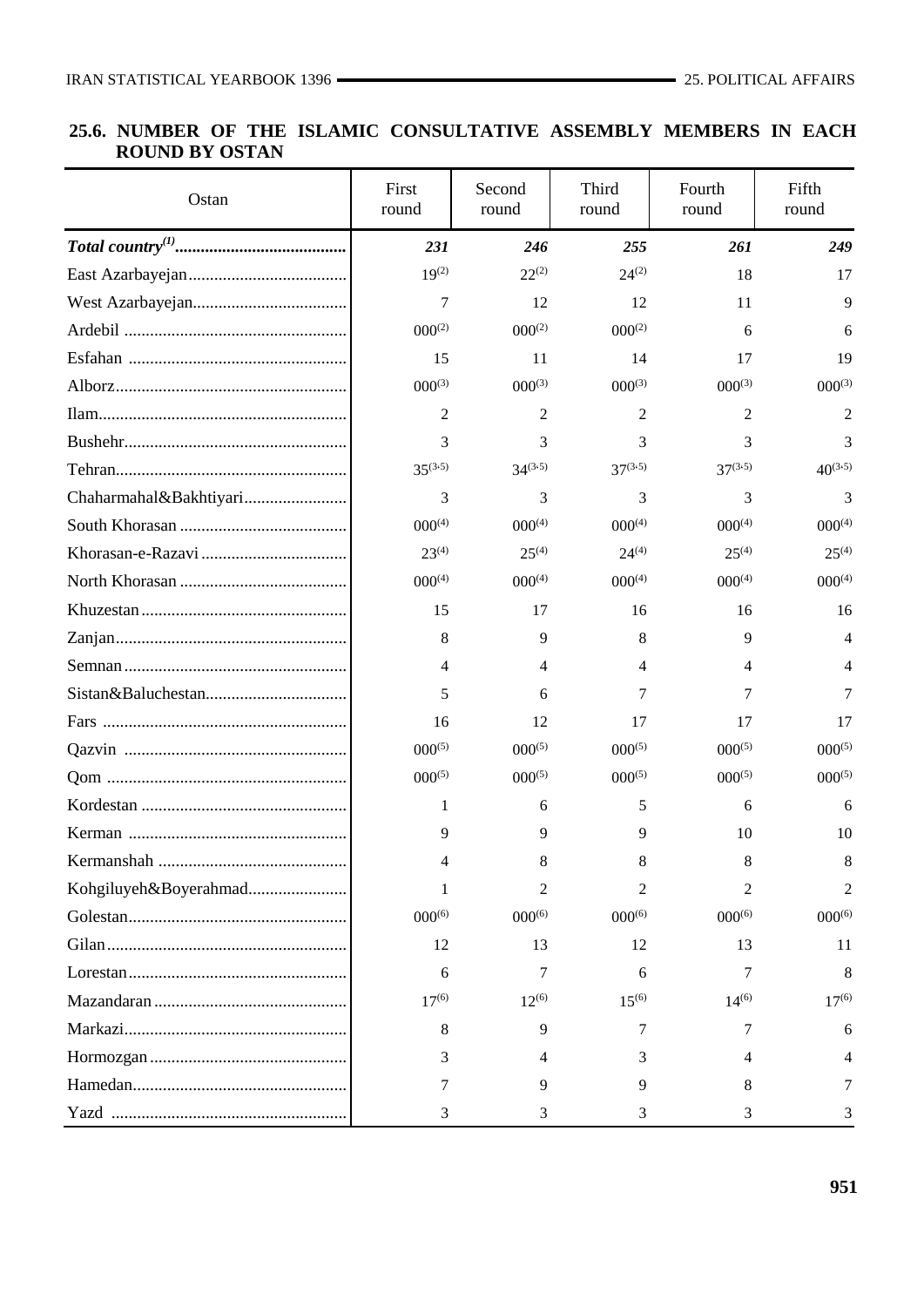## 25.6. NUMBER OF THE ISLAMIC CONSULTATIVE ASSEMBLY MEMBERS IN EACH ROUND BY OSTAN

| Ostan | First round | Second round | Third round | Fourth round | Fifth round |
|---|---|---|---|---|---|
| ***Total country(1)*** | ***231*** | ***246*** | ***255*** | ***261*** | ***249*** |
| East Azarbayejan | 19(2) | 22(2) | 24(2) | 18 | 17 |
| West Azarbayejan | 7 | 12 | 12 | 11 | 9 |
| Ardebil | 000(2) | 000(2) | 000(2) | 6 | 6 |
| Esfahan | 15 | 11 | 14 | 17 | 19 |
| Alborz | 000(3) | 000(3) | 000(3) | 000(3) | 000(3) |
| Ilam | 2 | 2 | 2 | 2 | 2 |
| Bushehr | 3 | 3 | 3 | 3 | 3 |
| Tehran | 35(3,5) | 34(3,5) | 37(3,5) | 37(3,5) | 40(3,5) |
| Chaharmahal&Bakhtiyari | 3 | 3 | 3 | 3 | 3 |
| South Khorasan | 000(4) | 000(4) | 000(4) | 000(4) | 000(4) |
| Khorasan-e-Razavi | 23(4) | 25(4) | 24(4) | 25(4) | 25(4) |
| North Khorasan | 000(4) | 000(4) | 000(4) | 000(4) | 000(4) |
| Khuzestan | 15 | 17 | 16 | 16 | 16 |
| Zanjan | 8 | 9 | 8 | 9 | 4 |
| Semnan | 4 | 4 | 4 | 4 | 4 |
| Sistan&Baluchestan | 5 | 6 | 7 | 7 | 7 |
| Fars | 16 | 12 | 17 | 17 | 17 |
| Qazvin | 000(5) | 000(5) | 000(5) | 000(5) | 000(5) |
| Qom | 000(5) | 000(5) | 000(5) | 000(5) | 000(5) |
| Kordestan | 1 | 6 | 5 | 6 | 6 |
| Kerman | 9 | 9 | 9 | 10 | 10 |
| Kermanshah | 4 | 8 | 8 | 8 | 8 |
| Kohgiluyeh&Boyerahmad | 1 | 2 | 2 | 2 | 2 |
| Golestan | 000(6) | 000(6) | 000(6) | 000(6) | 000(6) |
| Gilan | 12 | 13 | 12 | 13 | 11 |
| Lorestan | 6 | 7 | 6 | 7 | 8 |
| Mazandaran | 17(6) | 12(6) | 15(6) | 14(6) | 17(6) |
| Markazi | 8 | 9 | 7 | 7 | 6 |
| Hormozgan | 3 | 4 | 3 | 4 | 4 |
| Hamedan | 7 | 9 | 9 | 8 | 7 |
| Yazd | 3 | 3 | 3 | 3 | 3 |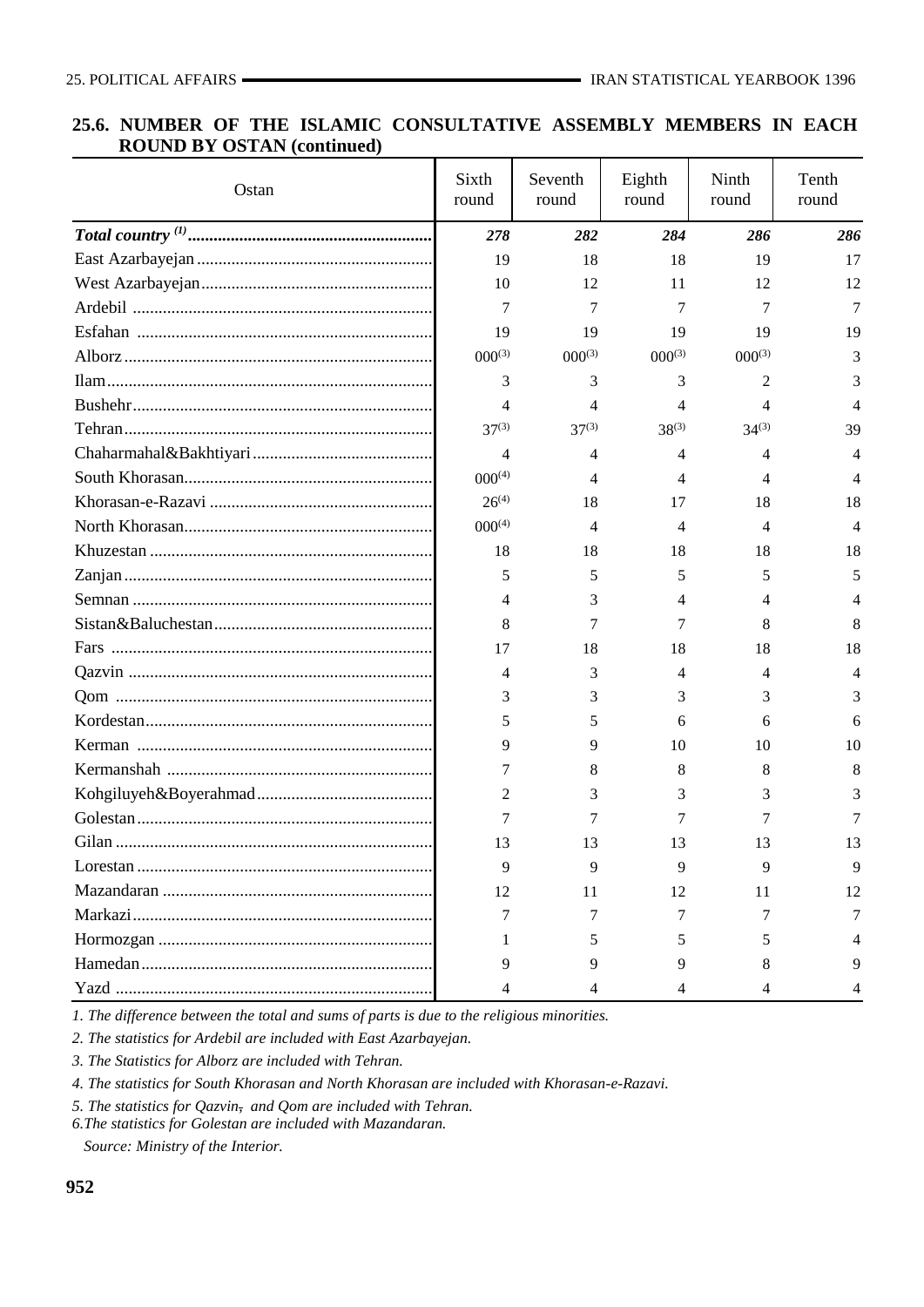## 25.6. NUMBER OF THE ISLAMIC CONSULTATIVE ASSEMBLY MEMBERS IN EACH ROUND BY OSTAN (continued)

| Ostan | Sixth round | Seventh round | Eighth round | Ninth round | Tenth round |
|---|---|---|---|---|---|
| ***Total country (1)*** | ***278*** | ***282*** | ***284*** | ***286*** | ***286*** |
| East Azarbayejan | 19 | 18 | 18 | 19 | 17 |
| West Azarbayejan | 10 | 12 | 11 | 12 | 12 |
| Ardebil | 7 | 7 | 7 | 7 | 7 |
| Esfahan | 19 | 19 | 19 | 19 | 19 |
| Alborz | 000(3) | 000(3) | 000(3) | 000(3) | 3 |
| Ilam | 3 | 3 | 3 | 2 | 3 |
| Bushehr | 4 | 4 | 4 | 4 | 4 |
| Tehran | 37(3) | 37(3) | 38(3) | 34(3) | 39 |
| Chaharmahal&Bakhtiyari | 4 | 4 | 4 | 4 | 4 |
| South Khorasan | 000(4) | 4 | 4 | 4 | 4 |
| Khorasan-e-Razavi | 26(4) | 18 | 17 | 18 | 18 |
| North Khorasan | 000(4) | 4 | 4 | 4 | 4 |
| Khuzestan | 18 | 18 | 18 | 18 | 18 |
| Zanjan | 5 | 5 | 5 | 5 | 5 |
| Semnan | 4 | 3 | 4 | 4 | 4 |
| Sistan&Baluchestan | 8 | 7 | 7 | 8 | 8 |
| Fars | 17 | 18 | 18 | 18 | 18 |
| Qazvin | 4 | 3 | 4 | 4 | 4 |
| Qom | 3 | 3 | 3 | 3 | 3 |
| Kordestan | 5 | 5 | 6 | 6 | 6 |
| Kerman | 9 | 9 | 10 | 10 | 10 |
| Kermanshah | 7 | 8 | 8 | 8 | 8 |
| Kohgiluyeh&Boyerahmad | 2 | 3 | 3 | 3 | 3 |
| Golestan | 7 | 7 | 7 | 7 | 7 |
| Gilan | 13 | 13 | 13 | 13 | 13 |
| Lorestan | 9 | 9 | 9 | 9 | 9 |
| Mazandaran | 12 | 11 | 12 | 11 | 12 |
| Markazi | 7 | 7 | 7 | 7 | 7 |
| Hormozgan | 1 | 5 | 5 | 5 | 4 |
| Hamedan | 9 | 9 | 9 | 8 | 9 |
| Yazd | 4 | 4 | 4 | 4 | 4 |

*1. The difference between the total and sums of parts is due to the religious minorities.*

*2. The statistics for Ardebil are included with East Azarbayejan.*

*3. The Statistics for Alborz are included with Tehran.*

*4. The statistics for South Khorasan and North Khorasan are included with Khorasan-e-Razavi.*

*5. The statistics for Qazvin, and Qom are included with Tehran.*

*6. The statistics for Golestan are included with Mazandaran.*

*Source: Ministry of the Interior.*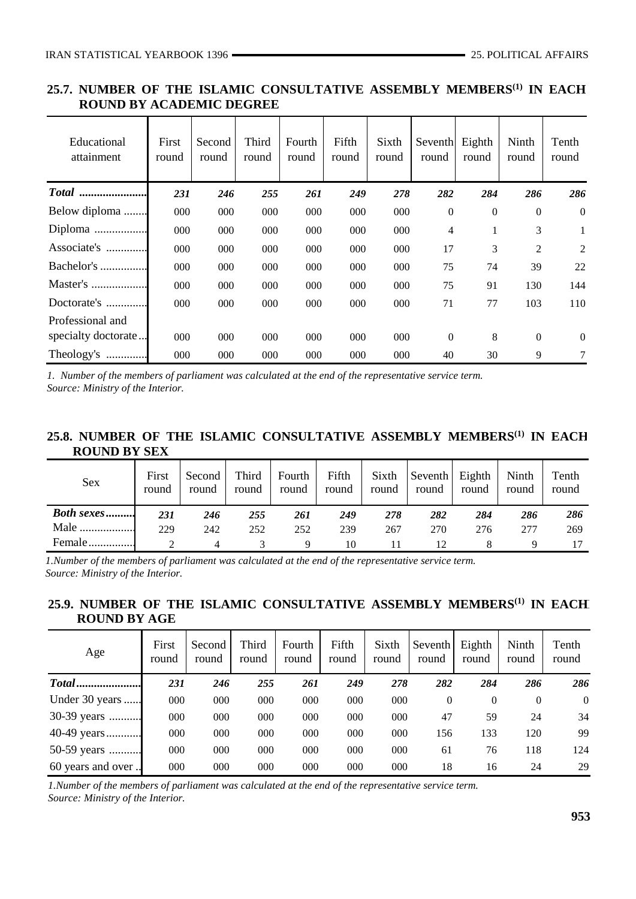## 25.7. NUMBER OF THE ISLAMIC CONSULTATIVE ASSEMBLY MEMBERS[1] IN EACH ROUND BY ACADEMIC DEGREE

| Educational attainment | First round | Second round | Third round | Fourth round | Fifth round | Sixth round | Seventh round | Eighth round | Ninth round | Tenth round |
|---|---|---|---|---|---|---|---|---|---|---|
| ***Total*** | ***231*** | ***246*** | ***255*** | ***261*** | ***249*** | ***278*** | ***282*** | ***284*** | ***286*** | ***286*** |
| Below diploma | 000 | 000 | 000 | 000 | 000 | 000 | 0 | 0 | 0 | 0 |
| Diploma | 000 | 000 | 000 | 000 | 000 | 000 | 4 | 1 | 3 | 1 |
| Associate's | 000 | 000 | 000 | 000 | 000 | 000 | 17 | 3 | 2 | 2 |
| Bachelor's | 000 | 000 | 000 | 000 | 000 | 000 | 75 | 74 | 39 | 22 |
| Master's | 000 | 000 | 000 | 000 | 000 | 000 | 75 | 91 | 130 | 144 |
| Doctorate's | 000 | 000 | 000 | 000 | 000 | 000 | 71 | 77 | 103 | 110 |
| Professional and specialty doctorate | 000 | 000 | 000 | 000 | 000 | 000 | 0 | 8 | 0 | 0 |
| Theology's | 000 | 000 | 000 | 000 | 000 | 000 | 40 | 30 | 9 | 7 |

*1. Number of the members of parliament was calculated at the end of the representative service term.*
*Source: Ministry of the Interior.*

## 25.8. NUMBER OF THE ISLAMIC CONSULTATIVE ASSEMBLY MEMBERS[1] IN EACH ROUND BY SEX

| Sex | First round | Second round | Third round | Fourth round | Fifth round | Sixth round | Seventh round | Eighth round | Ninth round | Tenth round |
|---|---|---|---|---|---|---|---|---|---|---|
| ***Both sexes*** | ***231*** | ***246*** | ***255*** | ***261*** | ***249*** | ***278*** | ***282*** | ***284*** | ***286*** | ***286*** |
| Male | 229 | 242 | 252 | 252 | 239 | 267 | 270 | 276 | 277 | 269 |
| Female | 2 | 4 | 3 | 9 | 10 | 11 | 12 | 8 | 9 | 17 |

*1.Number of the members of parliament was calculated at the end of the representative service term.*
*Source: Ministry of the Interior.*

## 25.9. NUMBER OF THE ISLAMIC CONSULTATIVE ASSEMBLY MEMBERS[1] IN EACH ROUND BY AGE

| Age | First round | Second round | Third round | Fourth round | Fifth round | Sixth round | Seventh round | Eighth round | Ninth round | Tenth round |
|---|---|---|---|---|---|---|---|---|---|---|
| ***Total*** | ***231*** | ***246*** | ***255*** | ***261*** | ***249*** | ***278*** | ***282*** | ***284*** | ***286*** | ***286*** |
| Under 30 years | 000 | 000 | 000 | 000 | 000 | 000 | 0 | 0 | 0 | 0 |
| 30-39 years | 000 | 000 | 000 | 000 | 000 | 000 | 47 | 59 | 24 | 34 |
| 40-49 years | 000 | 000 | 000 | 000 | 000 | 000 | 156 | 133 | 120 | 99 |
| 50-59 years | 000 | 000 | 000 | 000 | 000 | 000 | 61 | 76 | 118 | 124 |
| 60 years and over | 000 | 000 | 000 | 000 | 000 | 000 | 18 | 16 | 24 | 29 |

*1.Number of the members of parliament was calculated at the end of the representative service term.*
*Source: Ministry of the Interior.*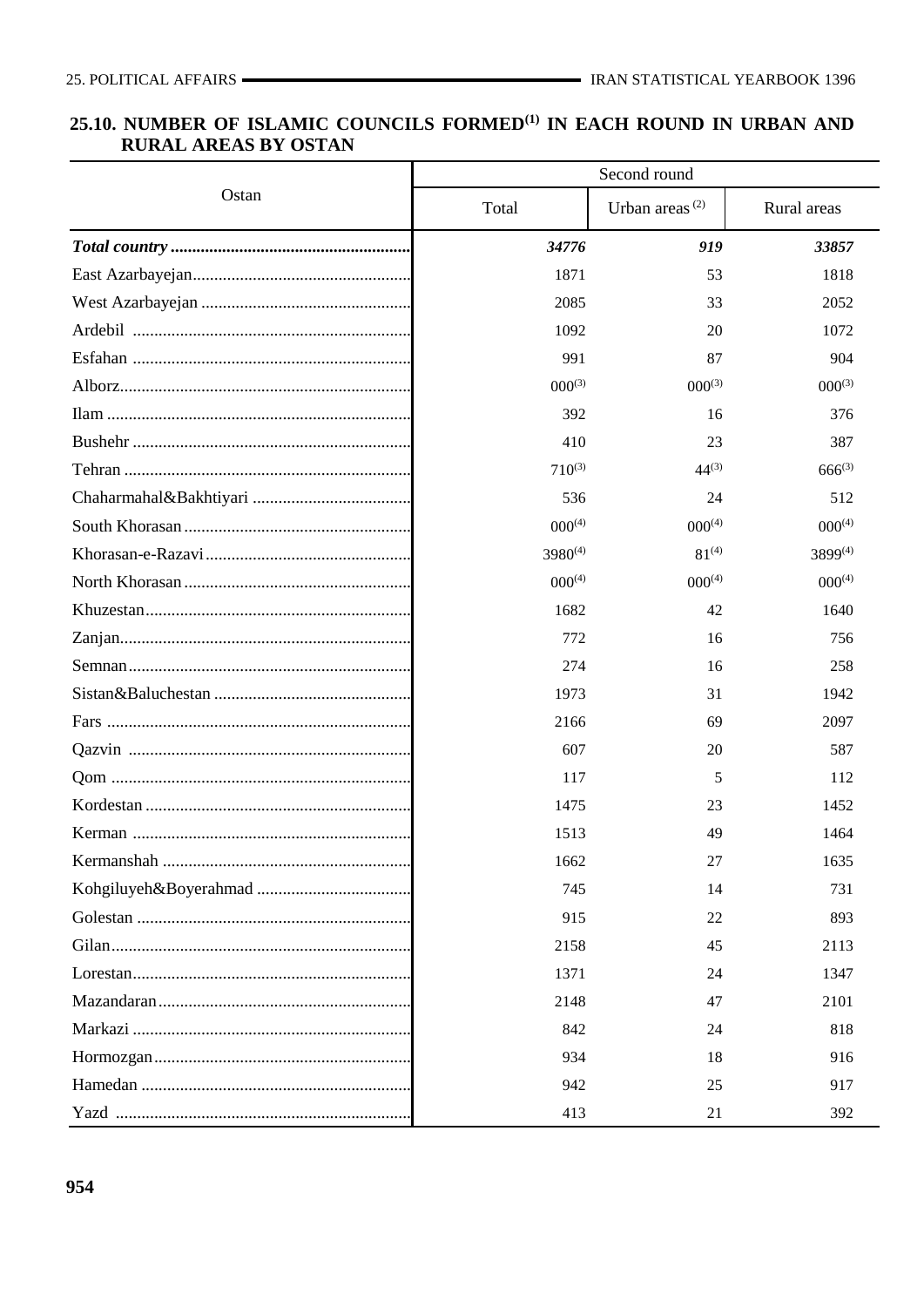## 25.10. NUMBER OF ISLAMIC COUNCILS FORMED[1] IN EACH ROUND IN URBAN AND RURAL AREAS BY OSTAN

| Ostan | Second round | | |
|---|---|---|---|
| | Total | Urban areas [2] | Rural areas |
| ***Total country*** | ***34776*** | ***919*** | ***33857*** |
| East Azarbayejan | 1871 | 53 | 1818 |
| West Azarbayejan | 2085 | 33 | 2052 |
| Ardebil | 1092 | 20 | 1072 |
| Esfahan | 991 | 87 | 904 |
| Alborz | 000[3] | 000[3] | 000[3] |
| Ilam | 392 | 16 | 376 |
| Bushehr | 410 | 23 | 387 |
| Tehran | 710[3] | 44[3] | 666[3] |
| Chaharmahal&Bakhtiyari | 536 | 24 | 512 |
| South Khorasan | 000[4] | 000[4] | 000[4] |
| Khorasan-e-Razavi | 3980[4] | 81[4] | 3899[4] |
| North Khorasan | 000[4] | 000[4] | 000[4] |
| Khuzestan | 1682 | 42 | 1640 |
| Zanjan | 772 | 16 | 756 |
| Semnan | 274 | 16 | 258 |
| Sistan&Baluchestan | 1973 | 31 | 1942 |
| Fars | 2166 | 69 | 2097 |
| Qazvin | 607 | 20 | 587 |
| Qom | 117 | 5 | 112 |
| Kordestan | 1475 | 23 | 1452 |
| Kerman | 1513 | 49 | 1464 |
| Kermanshah | 1662 | 27 | 1635 |
| Kohgiluyeh&Boyerahmad | 745 | 14 | 731 |
| Golestan | 915 | 22 | 893 |
| Gilan | 2158 | 45 | 2113 |
| Lorestan | 1371 | 24 | 1347 |
| Mazandaran | 2148 | 47 | 2101 |
| Markazi | 842 | 24 | 818 |
| Hormozgan | 934 | 18 | 916 |
| Hamedan | 942 | 25 | 917 |
| Yazd | 413 | 21 | 392 |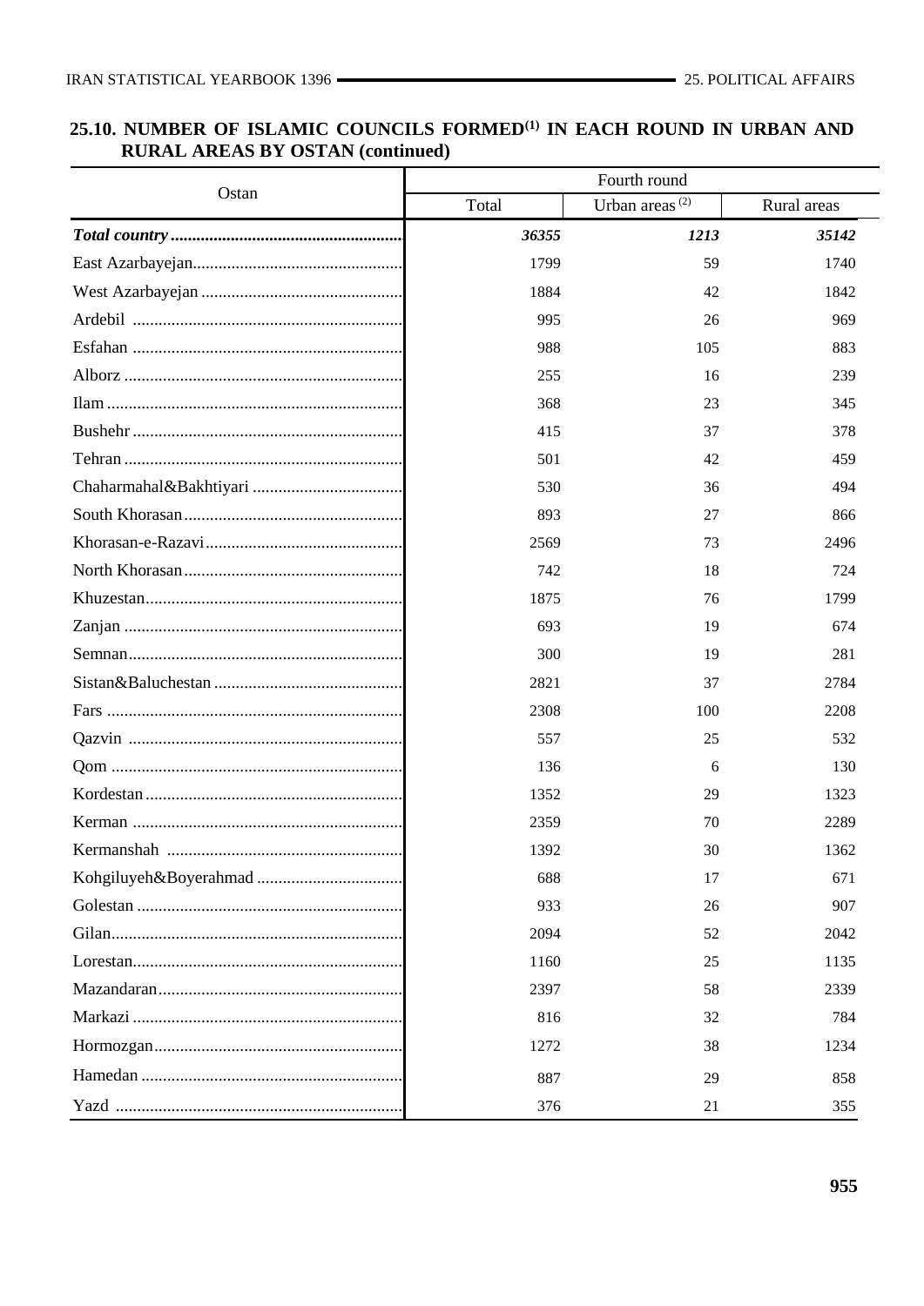## 25.10. NUMBER OF ISLAMIC COUNCILS FORMED[1] IN EACH ROUND IN URBAN AND RURAL AREAS BY OSTAN (continued)

| Ostan | Fourth round | | |
|---|---|---|---|
| | Total | Urban areas [2] | Rural areas |
| ***Total country*** | ***36355*** | ***1213*** | ***35142*** |
| East Azarbayejan | 1799 | 59 | 1740 |
| West Azarbayejan | 1884 | 42 | 1842 |
| Ardebil | 995 | 26 | 969 |
| Esfahan | 988 | 105 | 883 |
| Alborz | 255 | 16 | 239 |
| Ilam | 368 | 23 | 345 |
| Bushehr | 415 | 37 | 378 |
| Tehran | 501 | 42 | 459 |
| Chaharmahal&Bakhtiyari | 530 | 36 | 494 |
| South Khorasan | 893 | 27 | 866 |
| Khorasan-e-Razavi | 2569 | 73 | 2496 |
| North Khorasan | 742 | 18 | 724 |
| Khuzestan | 1875 | 76 | 1799 |
| Zanjan | 693 | 19 | 674 |
| Semnan | 300 | 19 | 281 |
| Sistan&Baluchestan | 2821 | 37 | 2784 |
| Fars | 2308 | 100 | 2208 |
| Qazvin | 557 | 25 | 532 |
| Qom | 136 | 6 | 130 |
| Kordestan | 1352 | 29 | 1323 |
| Kerman | 2359 | 70 | 2289 |
| Kermanshah | 1392 | 30 | 1362 |
| Kohgiluyeh&Boyerahmad | 688 | 17 | 671 |
| Golestan | 933 | 26 | 907 |
| Gilan | 2094 | 52 | 2042 |
| Lorestan | 1160 | 25 | 1135 |
| Mazandaran | 2397 | 58 | 2339 |
| Markazi | 816 | 32 | 784 |
| Hormozgan | 1272 | 38 | 1234 |
| Hamedan | 887 | 29 | 858 |
| Yazd | 376 | 21 | 355 |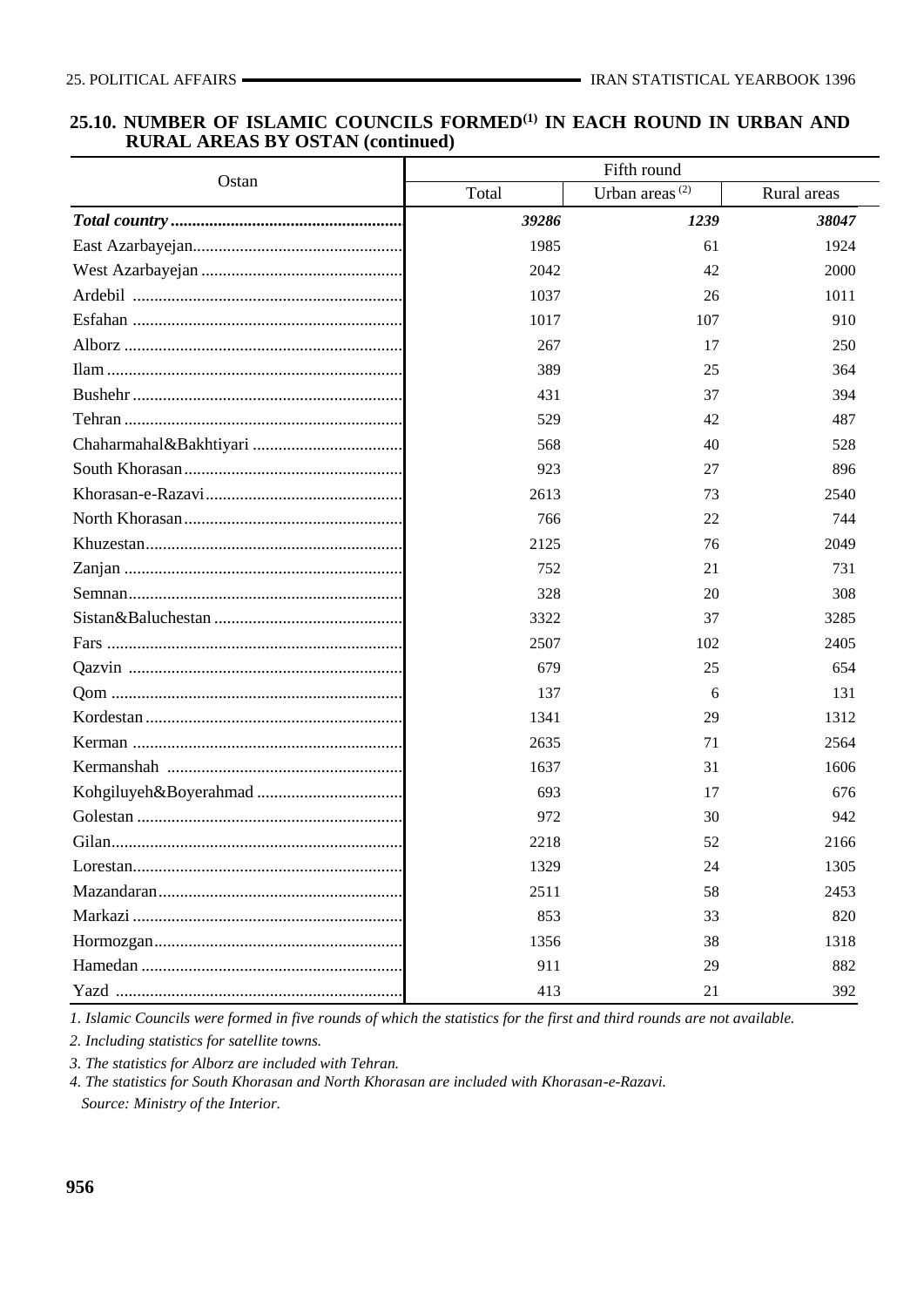## 25.10. NUMBER OF ISLAMIC COUNCILS FORMED[1] IN EACH ROUND IN URBAN AND RURAL AREAS BY OSTAN (continued)

| Ostan | Fifth round | | |
|---|---|---|---|
| | Total | Urban areas [2] | Rural areas |
| ***Total country*** | ***39286*** | ***1239*** | ***38047*** |
| East Azarbayejan | 1985 | 61 | 1924 |
| West Azarbayejan | 2042 | 42 | 2000 |
| Ardebil | 1037 | 26 | 1011 |
| Esfahan | 1017 | 107 | 910 |
| Alborz | 267 | 17 | 250 |
| Ilam | 389 | 25 | 364 |
| Bushehr | 431 | 37 | 394 |
| Tehran | 529 | 42 | 487 |
| Chaharmahal&Bakhtiyari | 568 | 40 | 528 |
| South Khorasan | 923 | 27 | 896 |
| Khorasan-e-Razavi | 2613 | 73 | 2540 |
| North Khorasan | 766 | 22 | 744 |
| Khuzestan | 2125 | 76 | 2049 |
| Zanjan | 752 | 21 | 731 |
| Semnan | 328 | 20 | 308 |
| Sistan&Baluchestan | 3322 | 37 | 3285 |
| Fars | 2507 | 102 | 2405 |
| Qazvin | 679 | 25 | 654 |
| Qom | 137 | 6 | 131 |
| Kordestan | 1341 | 29 | 1312 |
| Kerman | 2635 | 71 | 2564 |
| Kermanshah | 1637 | 31 | 1606 |
| Kohgiluyeh&Boyerahmad | 693 | 17 | 676 |
| Golestan | 972 | 30 | 942 |
| Gilan | 2218 | 52 | 2166 |
| Lorestan | 1329 | 24 | 1305 |
| Mazandaran | 2511 | 58 | 2453 |
| Markazi | 853 | 33 | 820 |
| Hormozgan | 1356 | 38 | 1318 |
| Hamedan | 911 | 29 | 882 |
| Yazd | 413 | 21 | 392 |

*1. Islamic Councils were formed in five rounds of which the statistics for the first and third rounds are not available.*

*2. Including statistics for satellite towns.*

*3. The statistics for Alborz are included with Tehran.*

*4. The statistics for South Khorasan and North Khorasan are included with Khorasan-e-Razavi.*

*Source: Ministry of the Interior.*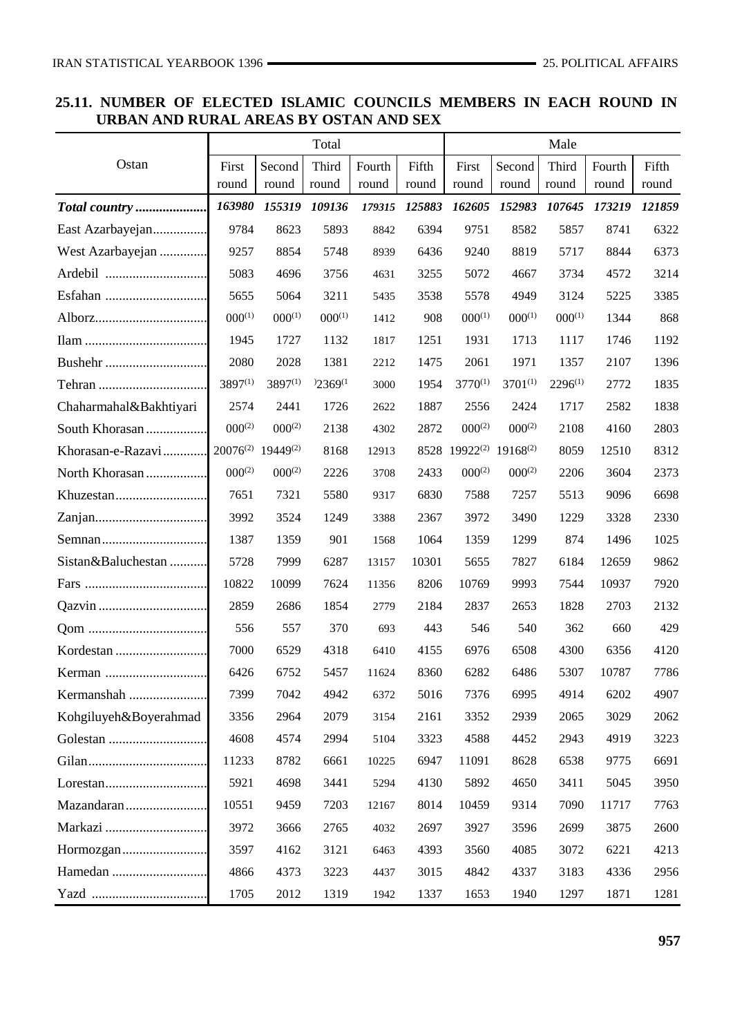## 25.11. NUMBER OF ELECTED ISLAMIC COUNCILS MEMBERS IN EACH ROUND IN URBAN AND RURAL AREAS BY OSTAN AND SEX

| Ostan | Total | | | | | Male | | | | |
|---|---|---|---|---|---|---|---|---|---|---|
| | First round | Second round | Third round | Fourth round | Fifth round | First round | Second round | Third round | Fourth round | Fifth round |
| ***Total country*** | ***163980*** | ***155319*** | ***109136*** | ***179315*** | ***125883*** | ***162605*** | ***152983*** | ***107645*** | ***173219*** | ***121859*** |
| East Azarbayejan | 9784 | 8623 | 5893 | 8842 | 6394 | 9751 | 8582 | 5857 | 8741 | 6322 |
| West Azarbayejan | 9257 | 8854 | 5748 | 8939 | 6436 | 9240 | 8819 | 5717 | 8844 | 6373 |
| Ardebil | 5083 | 4696 | 3756 | 4631 | 3255 | 5072 | 4667 | 3734 | 4572 | 3214 |
| Esfahan | 5655 | 5064 | 3211 | 5435 | 3538 | 5578 | 4949 | 3124 | 5225 | 3385 |
| Alborz | 000(1) | 000(1) | 000(1) | 1412 | 908 | 000(1) | 000(1) | 000(1) | 1344 | 868 |
| Ilam | 1945 | 1727 | 1132 | 1817 | 1251 | 1931 | 1713 | 1117 | 1746 | 1192 |
| Bushehr | 2080 | 2028 | 1381 | 2212 | 1475 | 2061 | 1971 | 1357 | 2107 | 1396 |
| Tehran | 3897(1) | 3897(1) | )2369(1 | 3000 | 1954 | 3770(1) | 3701(1) | 2296(1) | 2772 | 1835 |
| Chaharmahal&Bakhtiyari | 2574 | 2441 | 1726 | 2622 | 1887 | 2556 | 2424 | 1717 | 2582 | 1838 |
| South Khorasan | 000(2) | 000(2) | 2138 | 4302 | 2872 | 000(2) | 000(2) | 2108 | 4160 | 2803 |
| Khorasan-e-Razavi | 20076(2) | 19449(2) | 8168 | 12913 | 8528 | 19922(2) | 19168(2) | 8059 | 12510 | 8312 |
| North Khorasan | 000(2) | 000(2) | 2226 | 3708 | 2433 | 000(2) | 000(2) | 2206 | 3604 | 2373 |
| Khuzestan | 7651 | 7321 | 5580 | 9317 | 6830 | 7588 | 7257 | 5513 | 9096 | 6698 |
| Zanjan | 3992 | 3524 | 1249 | 3388 | 2367 | 3972 | 3490 | 1229 | 3328 | 2330 |
| Semnan | 1387 | 1359 | 901 | 1568 | 1064 | 1359 | 1299 | 874 | 1496 | 1025 |
| Sistan&Baluchestan | 5728 | 7999 | 6287 | 13157 | 10301 | 5655 | 7827 | 6184 | 12659 | 9862 |
| Fars | 10822 | 10099 | 7624 | 11356 | 8206 | 10769 | 9993 | 7544 | 10937 | 7920 |
| Qazvin | 2859 | 2686 | 1854 | 2779 | 2184 | 2837 | 2653 | 1828 | 2703 | 2132 |
| Qom | 556 | 557 | 370 | 693 | 443 | 546 | 540 | 362 | 660 | 429 |
| Kordestan | 7000 | 6529 | 4318 | 6410 | 4155 | 6976 | 6508 | 4300 | 6356 | 4120 |
| Kerman | 6426 | 6752 | 5457 | 11624 | 8360 | 6282 | 6486 | 5307 | 10787 | 7786 |
| Kermanshah | 7399 | 7042 | 4942 | 6372 | 5016 | 7376 | 6995 | 4914 | 6202 | 4907 |
| Kohgiluyeh&Boyerahmad | 3356 | 2964 | 2079 | 3154 | 2161 | 3352 | 2939 | 2065 | 3029 | 2062 |
| Golestan | 4608 | 4574 | 2994 | 5104 | 3323 | 4588 | 4452 | 2943 | 4919 | 3223 |
| Gilan | 11233 | 8782 | 6661 | 10225 | 6947 | 11091 | 8628 | 6538 | 9775 | 6691 |
| Lorestan | 5921 | 4698 | 3441 | 5294 | 4130 | 5892 | 4650 | 3411 | 5045 | 3950 |
| Mazandaran | 10551 | 9459 | 7203 | 12167 | 8014 | 10459 | 9314 | 7090 | 11717 | 7763 |
| Markazi | 3972 | 3666 | 2765 | 4032 | 2697 | 3927 | 3596 | 2699 | 3875 | 2600 |
| Hormozgan | 3597 | 4162 | 3121 | 6463 | 4393 | 3560 | 4085 | 3072 | 6221 | 4213 |
| Hamedan | 4866 | 4373 | 3223 | 4437 | 3015 | 4842 | 4337 | 3183 | 4336 | 2956 |
| Yazd | 1705 | 2012 | 1319 | 1942 | 1337 | 1653 | 1940 | 1297 | 1871 | 1281 |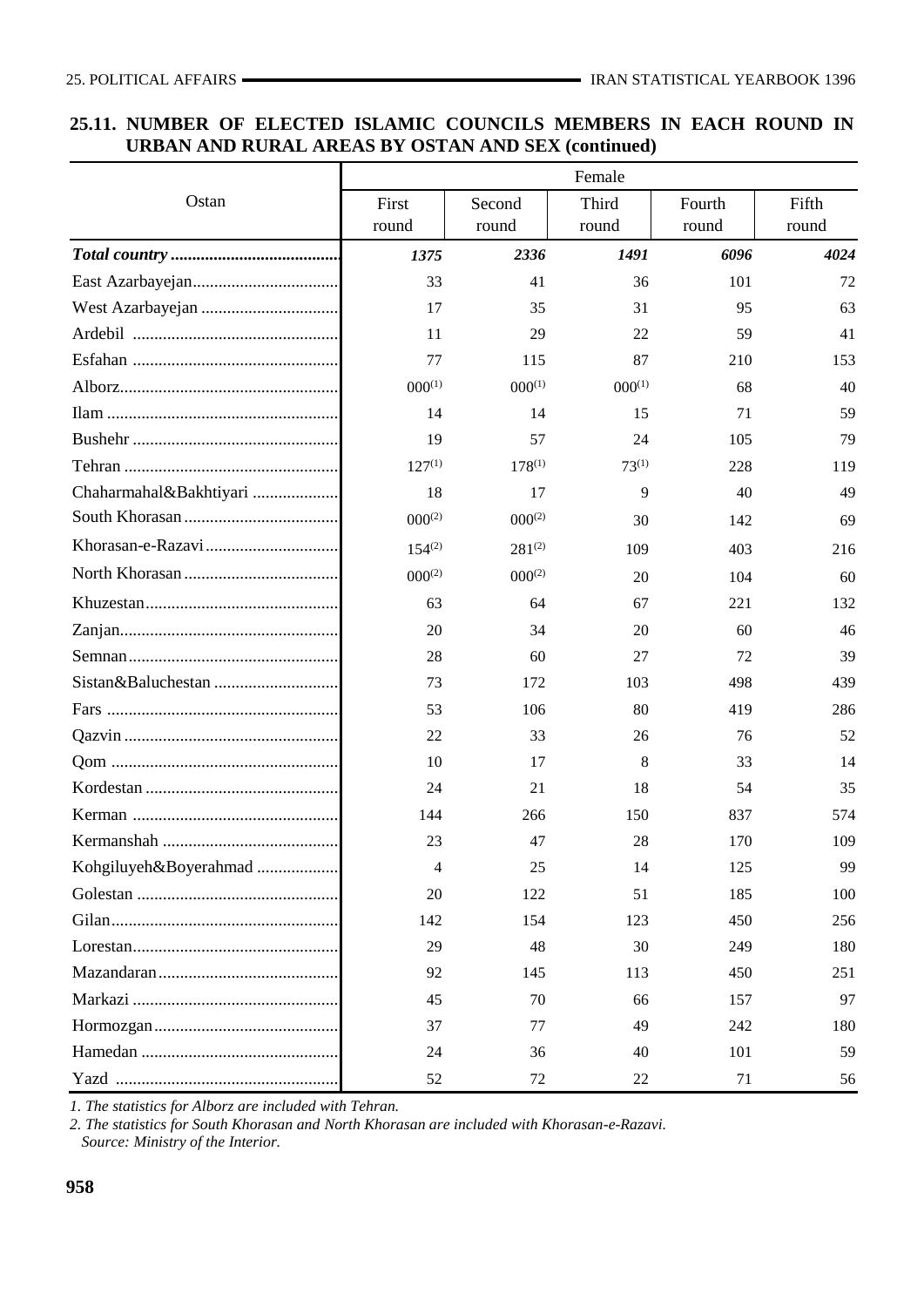## 25.11. NUMBER OF ELECTED ISLAMIC COUNCILS MEMBERS IN EACH ROUND IN URBAN AND RURAL AREAS BY OSTAN AND SEX (continued)

| Ostan | Female | | | | |
|---|---|---|---|---|---|
| | First round | Second round | Third round | Fourth round | Fifth round |
| ***Total country*** | ***1375*** | ***2336*** | ***1491*** | ***6096*** | ***4024*** |
| East Azarbayejan | 33 | 41 | 36 | 101 | 72 |
| West Azarbayejan | 17 | 35 | 31 | 95 | 63 |
| Ardebil | 11 | 29 | 22 | 59 | 41 |
| Esfahan | 77 | 115 | 87 | 210 | 153 |
| Alborz | 000(1) | 000(1) | 000(1) | 68 | 40 |
| Ilam | 14 | 14 | 15 | 71 | 59 |
| Bushehr | 19 | 57 | 24 | 105 | 79 |
| Tehran | 127(1) | 178(1) | 73(1) | 228 | 119 |
| Chaharmahal&Bakhtiyari | 18 | 17 | 9 | 40 | 49 |
| South Khorasan | 000(2) | 000(2) | 30 | 142 | 69 |
| Khorasan-e-Razavi | 154(2) | 281(2) | 109 | 403 | 216 |
| North Khorasan | 000(2) | 000(2) | 20 | 104 | 60 |
| Khuzestan | 63 | 64 | 67 | 221 | 132 |
| Zanjan | 20 | 34 | 20 | 60 | 46 |
| Semnan | 28 | 60 | 27 | 72 | 39 |
| Sistan&Baluchestan | 73 | 172 | 103 | 498 | 439 |
| Fars | 53 | 106 | 80 | 419 | 286 |
| Qazvin | 22 | 33 | 26 | 76 | 52 |
| Qom | 10 | 17 | 8 | 33 | 14 |
| Kordestan | 24 | 21 | 18 | 54 | 35 |
| Kerman | 144 | 266 | 150 | 837 | 574 |
| Kermanshah | 23 | 47 | 28 | 170 | 109 |
| Kohgiluyeh&Boyerahmad | 4 | 25 | 14 | 125 | 99 |
| Golestan | 20 | 122 | 51 | 185 | 100 |
| Gilan | 142 | 154 | 123 | 450 | 256 |
| Lorestan | 29 | 48 | 30 | 249 | 180 |
| Mazandaran | 92 | 145 | 113 | 450 | 251 |
| Markazi | 45 | 70 | 66 | 157 | 97 |
| Hormozgan | 37 | 77 | 49 | 242 | 180 |
| Hamedan | 24 | 36 | 40 | 101 | 59 |
| Yazd | 52 | 72 | 22 | 71 | 56 |

*1. The statistics for Alborz are included with Tehran.*

*2. The statistics for South Khorasan and North Khorasan are included with Khorasan-e-Razavi.*

*Source: Ministry of the Interior.*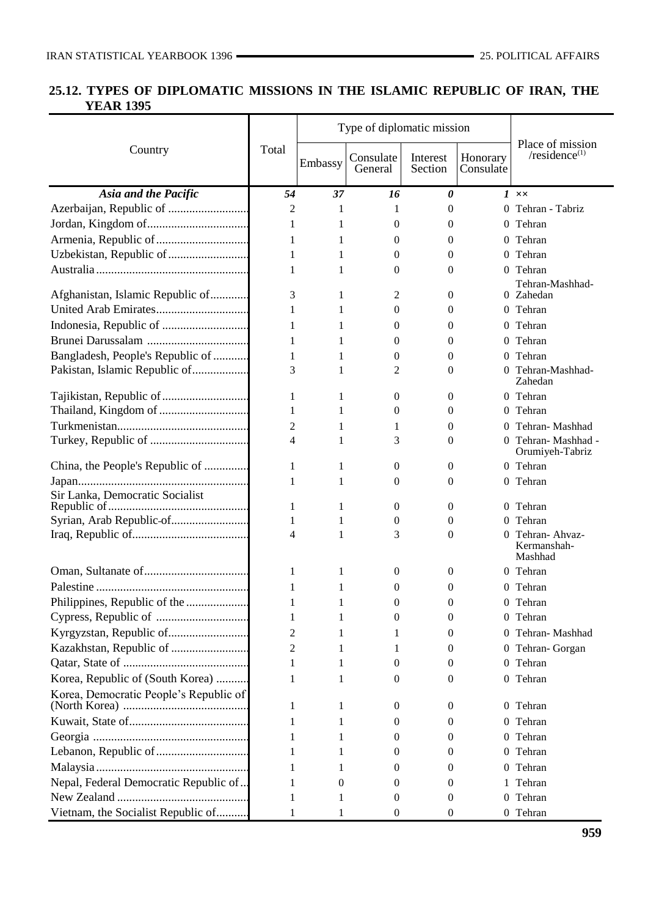## 25.12. TYPES OF DIPLOMATIC MISSIONS IN THE ISLAMIC REPUBLIC OF IRAN, THE YEAR 1395

| Country | Total | Type of diplomatic mission | | | | Place of mission /residence(1) |
|---|---|---|---|---|---|---|
| | | Embassy | Consulate General | Interest Section | Honorary Consulate | |
| ***Asia and the Pacific*** | ***54*** | ***37*** | ***16*** | ***0*** | ***1*** | ×× |
| Azerbaijan, Republic of | 2 | 1 | 1 | 0 | 0 | Tehran - Tabriz |
| Jordan, Kingdom of | 1 | 1 | 0 | 0 | 0 | Tehran |
| Armenia, Republic of | 1 | 1 | 0 | 0 | 0 | Tehran |
| Uzbekistan, Republic of | 1 | 1 | 0 | 0 | 0 | Tehran |
| Australia | 1 | 1 | 0 | 0 | 0 | Tehran |
| Afghanistan, Islamic Republic of | 3 | 1 | 2 | 0 | 0 | Tehran-Mashhad-Zahedan |
| United Arab Emirates | 1 | 1 | 0 | 0 | 0 | Tehran |
| Indonesia, Republic of | 1 | 1 | 0 | 0 | 0 | Tehran |
| Brunei Darussalam | 1 | 1 | 0 | 0 | 0 | Tehran |
| Bangladesh, People's Republic of | 1 | 1 | 0 | 0 | 0 | Tehran |
| Pakistan, Islamic Republic of | 3 | 1 | 2 | 0 | 0 | Tehran-Mashhad-Zahedan |
| Tajikistan, Republic of | 1 | 1 | 0 | 0 | 0 | Tehran |
| Thailand, Kingdom of | 1 | 1 | 0 | 0 | 0 | Tehran |
| Turkmenistan | 2 | 1 | 1 | 0 | 0 | Tehran- Mashhad |
| Turkey, Republic of | 4 | 1 | 3 | 0 | 0 | Tehran- Mashhad - Orumiyeh-Tabriz |
| China, the People's Republic of | 1 | 1 | 0 | 0 | 0 | Tehran |
| Japan | 1 | 1 | 0 | 0 | 0 | Tehran |
| Sir Lanka, Democratic Socialist Republic of | 1 | 1 | 0 | 0 | 0 | Tehran |
| Syrian, Arab Republic of | 1 | 1 | 0 | 0 | 0 | Tehran |
| Iraq, Republic of | 4 | 1 | 3 | 0 | 0 | Tehran- Ahvaz-Kermanshah-Mashhad |
| Oman, Sultanate of | 1 | 1 | 0 | 0 | 0 | Tehran |
| Palestine | 1 | 1 | 0 | 0 | 0 | Tehran |
| Philippines, Republic of the | 1 | 1 | 0 | 0 | 0 | Tehran |
| Cypress, Republic of | 1 | 1 | 0 | 0 | 0 | Tehran |
| Kyrgyzstan, Republic of | 2 | 1 | 1 | 0 | 0 | Tehran- Mashhad |
| Kazakhstan, Republic of | 2 | 1 | 1 | 0 | 0 | Tehran- Gorgan |
| Qatar, State of | 1 | 1 | 0 | 0 | 0 | Tehran |
| Korea, Republic of (South Korea) | 1 | 1 | 0 | 0 | 0 | Tehran |
| Korea, Democratic People's Republic of (North Korea) | 1 | 1 | 0 | 0 | 0 | Tehran |
| Kuwait, State of | 1 | 1 | 0 | 0 | 0 | Tehran |
| Georgia | 1 | 1 | 0 | 0 | 0 | Tehran |
| Lebanon, Republic of | 1 | 1 | 0 | 0 | 0 | Tehran |
| Malaysia | 1 | 1 | 0 | 0 | 0 | Tehran |
| Nepal, Federal Democratic Republic of | 1 | 0 | 0 | 0 | 1 | Tehran |
| New Zealand | 1 | 1 | 0 | 0 | 0 | Tehran |
| Vietnam, the Socialist Republic of | 1 | 1 | 0 | 0 | 0 | Tehran |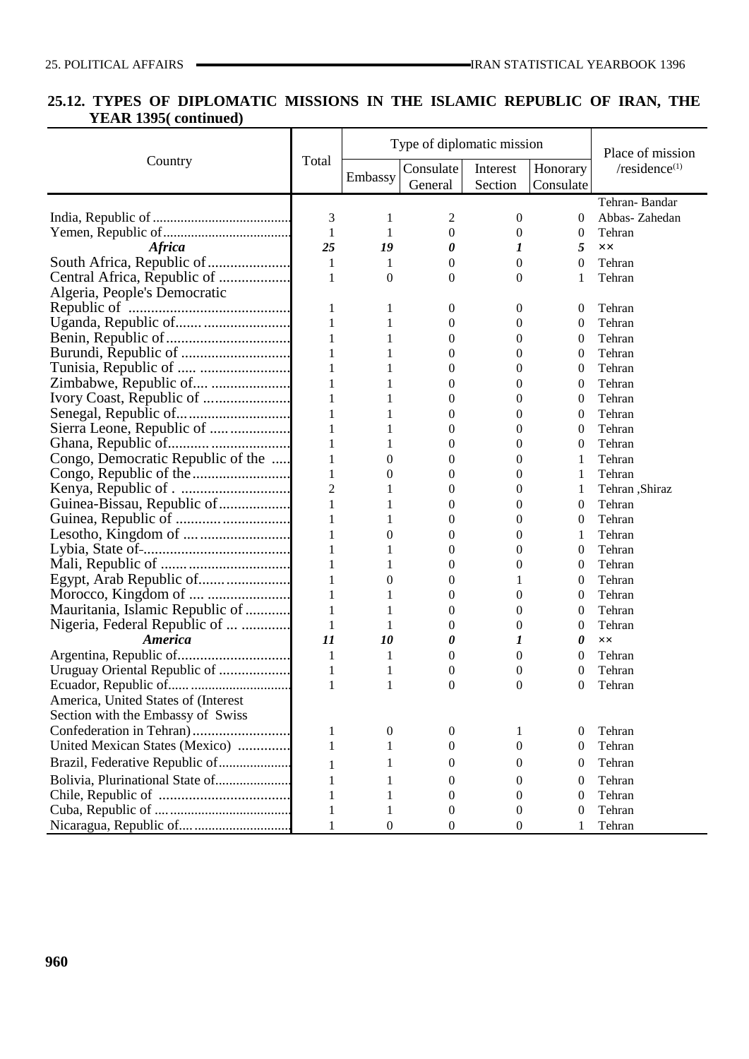## 25.12. TYPES OF DIPLOMATIC MISSIONS IN THE ISLAMIC REPUBLIC OF IRAN, THE YEAR 1395( continued)

| Country | Total | Type of diplomatic mission | | | | Place of mission /residence(1) |
|---|---|---|---|---|---|---|
| | | Embassy | Consulate General | Interest Section | Honorary Consulate | |
| India, Republic of | 3 | 1 | 2 | 0 | 0 | Tehran- Bandar Abbas- Zahedan |
| Yemen, Republic of | 1 | 1 | 0 | 0 | 0 | Tehran |
| ***Africa*** | ***25*** | ***19*** | ***0*** | ***1*** | ***5*** | ×× |
| South Africa, Republic of | 1 | 1 | 0 | 0 | 0 | Tehran |
| Central Africa, Republic of | 1 | 0 | 0 | 0 | 1 | Tehran |
| Algeria, People's Democratic Republic of | 1 | 1 | 0 | 0 | 0 | Tehran |
| Uganda, Republic of | 1 | 1 | 0 | 0 | 0 | Tehran |
| Benin, Republic of | 1 | 1 | 0 | 0 | 0 | Tehran |
| Burundi, Republic of | 1 | 1 | 0 | 0 | 0 | Tehran |
| Tunisia, Republic of | 1 | 1 | 0 | 0 | 0 | Tehran |
| Zimbabwe, Republic of | 1 | 1 | 0 | 0 | 0 | Tehran |
| Ivory Coast, Republic of | 1 | 1 | 0 | 0 | 0 | Tehran |
| Senegal, Republic of | 1 | 1 | 0 | 0 | 0 | Tehran |
| Sierra Leone, Republic of | 1 | 1 | 0 | 0 | 0 | Tehran |
| Ghana, Republic of | 1 | 1 | 0 | 0 | 0 | Tehran |
| Congo, Democratic Republic of the | 1 | 0 | 0 | 0 | 1 | Tehran |
| Congo, Republic of the | 1 | 0 | 0 | 0 | 1 | Tehran |
| Kenya, Republic of . | 2 | 1 | 0 | 0 | 1 | Tehran ,Shiraz |
| Guinea-Bissau, Republic of | 1 | 1 | 0 | 0 | 0 | Tehran |
| Guinea, Republic of | 1 | 1 | 0 | 0 | 0 | Tehran |
| Lesotho, Kingdom of | 1 | 0 | 0 | 0 | 1 | Tehran |
| Lybia, State of- | 1 | 1 | 0 | 0 | 0 | Tehran |
| Mali, Republic of | 1 | 1 | 0 | 0 | 0 | Tehran |
| Egypt, Arab Republic of | 1 | 0 | 0 | 1 | 0 | Tehran |
| Morocco, Kingdom of | 1 | 1 | 0 | 0 | 0 | Tehran |
| Mauritania, Islamic Republic of | 1 | 1 | 0 | 0 | 0 | Tehran |
| Nigeria, Federal Republic of | 1 | 1 | 0 | 0 | 0 | Tehran |
| ***America*** | ***11*** | ***10*** | ***0*** | ***1*** | ***0*** | ×× |
| Argentina, Republic of | 1 | 1 | 0 | 0 | 0 | Tehran |
| Uruguay Oriental Republic of | 1 | 1 | 0 | 0 | 0 | Tehran |
| Ecuador, Republic of | 1 | 1 | 0 | 0 | 0 | Tehran |
| America, United States of (Interest Section with the Embassy of Swiss Confederation in Tehran) | 1 | 0 | 0 | 1 | 0 | Tehran |
| United Mexican States (Mexico) | 1 | 1 | 0 | 0 | 0 | Tehran |
| Brazil, Federative Republic of | 1 | 1 | 0 | 0 | 0 | Tehran |
| Bolivia, Plurinational State of | 1 | 1 | 0 | 0 | 0 | Tehran |
| Chile, Republic of | 1 | 1 | 0 | 0 | 0 | Tehran |
| Cuba, Republic of | 1 | 1 | 0 | 0 | 0 | Tehran |
| Nicaragua, Republic of | 1 | 0 | 0 | 0 | 1 | Tehran |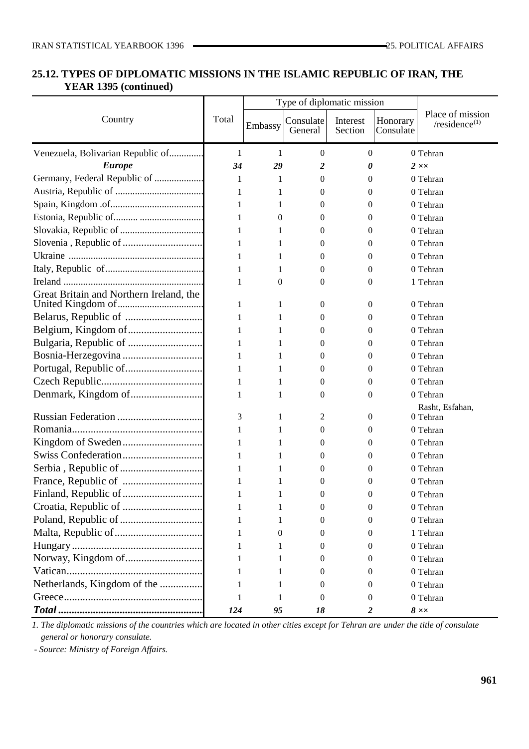## 25.12. TYPES OF DIPLOMATIC MISSIONS IN THE ISLAMIC REPUBLIC OF IRAN, THE YEAR 1395 (continued)

| Country | Total | Type of diplomatic mission | | | | Place of mission /residence(1) |
|---|---|---|---|---|---|---|
| | | Embassy | Consulate General | Interest Section | Honorary Consulate | |
| Venezuela, Bolivarian Republic of | 1 | 1 | 0 | 0 | 0 | Tehran |
| ***Europe*** | ***34*** | ***29*** | ***2*** | ***0*** | ***2*** | ×× |
| Germany, Federal Republic of | 1 | 1 | 0 | 0 | 0 | Tehran |
| Austria, Republic of | 1 | 1 | 0 | 0 | 0 | Tehran |
| Spain, Kingdom .of | 1 | 1 | 0 | 0 | 0 | Tehran |
| Estonia, Republic of | 1 | 0 | 0 | 0 | 0 | Tehran |
| Slovakia, Republic of | 1 | 1 | 0 | 0 | 0 | Tehran |
| Slovenia , Republic of | 1 | 1 | 0 | 0 | 0 | Tehran |
| Ukraine | 1 | 1 | 0 | 0 | 0 | Tehran |
| Italy, Republic of | 1 | 1 | 0 | 0 | 0 | Tehran |
| Ireland | 1 | 0 | 0 | 0 | 1 | Tehran |
| Great Britain and Northern Ireland, the United Kingdom of | 1 | 1 | 0 | 0 | 0 | Tehran |
| Belarus, Republic of | 1 | 1 | 0 | 0 | 0 | Tehran |
| Belgium, Kingdom of | 1 | 1 | 0 | 0 | 0 | Tehran |
| Bulgaria, Republic of | 1 | 1 | 0 | 0 | 0 | Tehran |
| Bosnia-Herzegovina | 1 | 1 | 0 | 0 | 0 | Tehran |
| Portugal, Republic of | 1 | 1 | 0 | 0 | 0 | Tehran |
| Czech Republic | 1 | 1 | 0 | 0 | 0 | Tehran |
| Denmark, Kingdom of | 1 | 1 | 0 | 0 | 0 | Tehran |
| Russian Federation | 3 | 1 | 2 | 0 | 0 | Rasht, Esfahan, Tehran |
| Romania | 1 | 1 | 0 | 0 | 0 | Tehran |
| Kingdom of Sweden | 1 | 1 | 0 | 0 | 0 | Tehran |
| Swiss Confederation | 1 | 1 | 0 | 0 | 0 | Tehran |
| Serbia , Republic of | 1 | 1 | 0 | 0 | 0 | Tehran |
| France, Republic of | 1 | 1 | 0 | 0 | 0 | Tehran |
| Finland, Republic of | 1 | 1 | 0 | 0 | 0 | Tehran |
| Croatia, Republic of | 1 | 1 | 0 | 0 | 0 | Tehran |
| Poland, Republic of | 1 | 1 | 0 | 0 | 0 | Tehran |
| Malta, Republic of | 1 | 0 | 0 | 0 | 1 | Tehran |
| Hungary | 1 | 1 | 0 | 0 | 0 | Tehran |
| Norway, Kingdom of | 1 | 1 | 0 | 0 | 0 | Tehran |
| Vatican | 1 | 1 | 0 | 0 | 0 | Tehran |
| Netherlands, Kingdom of the | 1 | 1 | 0 | 0 | 0 | Tehran |
| Greece | 1 | 1 | 0 | 0 | 0 | Tehran |
| ***Total*** | ***124*** | ***95*** | ***18*** | ***2*** | ***8*** | ×× |

*1. The diplomatic missions of the countries which are located in other cities except for Tehran are under the title of consulate general or honorary consulate.*

*- Source: Ministry of Foreign Affairs.*